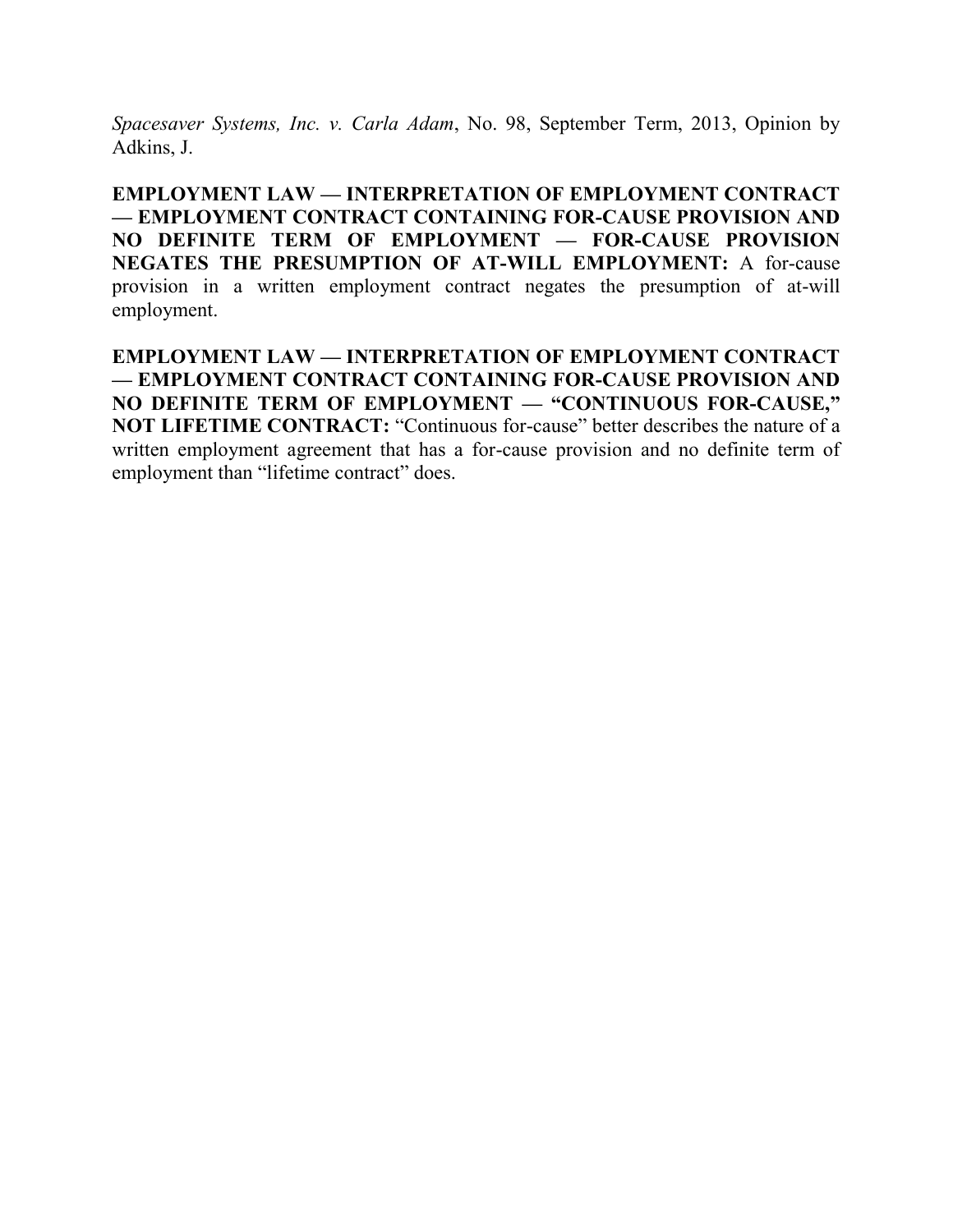*Spacesaver Systems, Inc. v. Carla Adam*, No. 98, September Term, 2013, Opinion by Adkins, J.

**EMPLOYMENT LAW — INTERPRETATION OF EMPLOYMENT CONTRACT — EMPLOYMENT CONTRACT CONTAINING FOR-CAUSE PROVISION AND NO DEFINITE TERM OF EMPLOYMENT — FOR-CAUSE PROVISION NEGATES THE PRESUMPTION OF AT-WILL EMPLOYMENT:** A for-cause provision in a written employment contract negates the presumption of at-will employment.

**EMPLOYMENT LAW — INTERPRETATION OF EMPLOYMENT CONTRACT — EMPLOYMENT CONTRACT CONTAINING FOR-CAUSE PROVISION AND NO DEFINITE TERM OF EMPLOYMENT — "CONTINUOUS FOR-CAUSE," NOT LIFETIME CONTRACT:** "Continuous for-cause" better describes the nature of a written employment agreement that has a for-cause provision and no definite term of employment than "lifetime contract" does.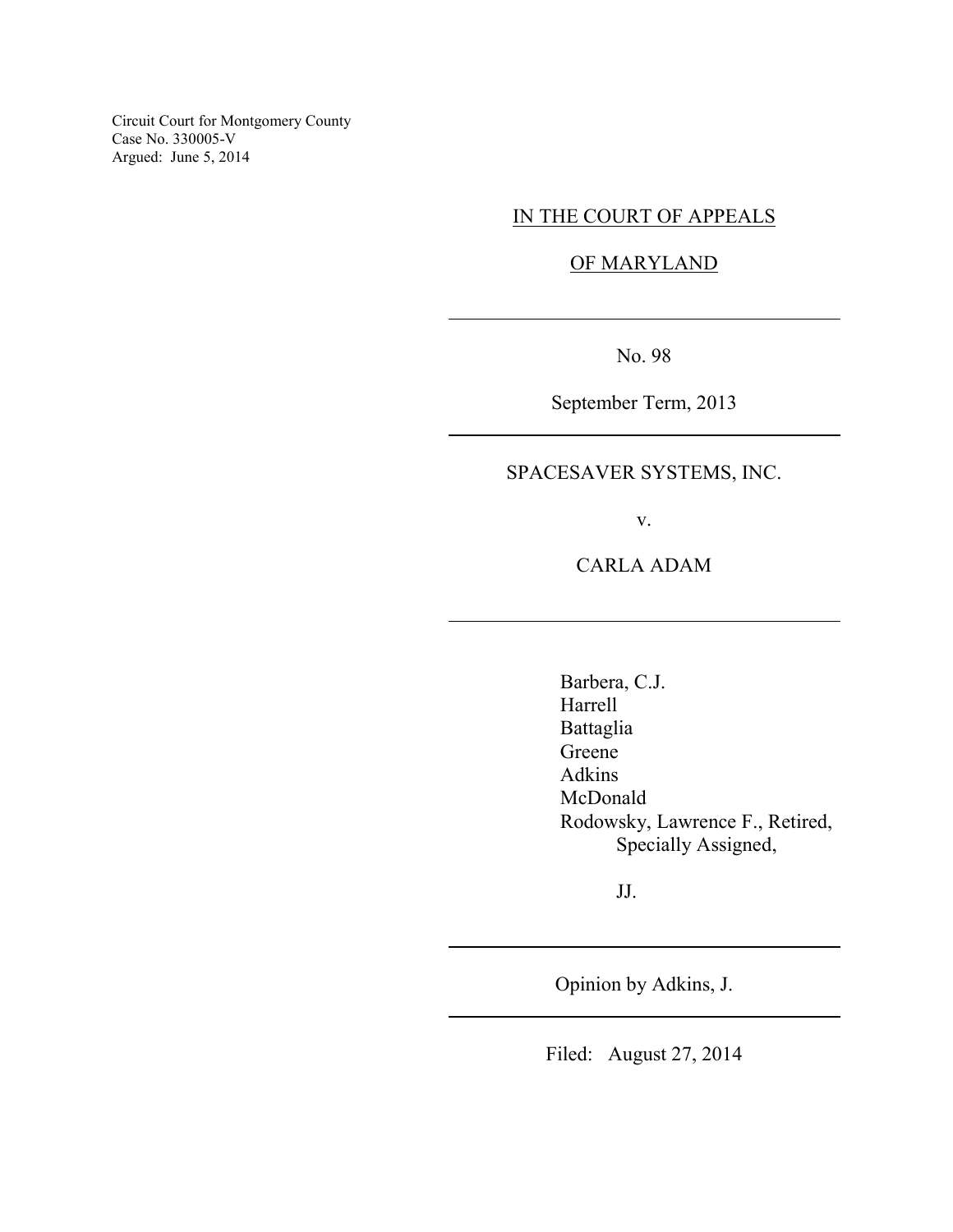Circuit Court for Montgomery County
Case No. 330005-V
Argued: June 5, 2014

IN THE COURT OF APPEALS

OF MARYLAND

---

No. 98

September Term, 2013

---

SPACESAVER SYSTEMS, INC.

v.

CARLA ADAM

---

Barbera, C.J.
Harrell
Battaglia
Greene
Adkins
McDonald
Rodowsky, Lawrence F., Retired,
Specially Assigned,

JJ.

---

Opinion by Adkins, J.

---

Filed: August 27, 2014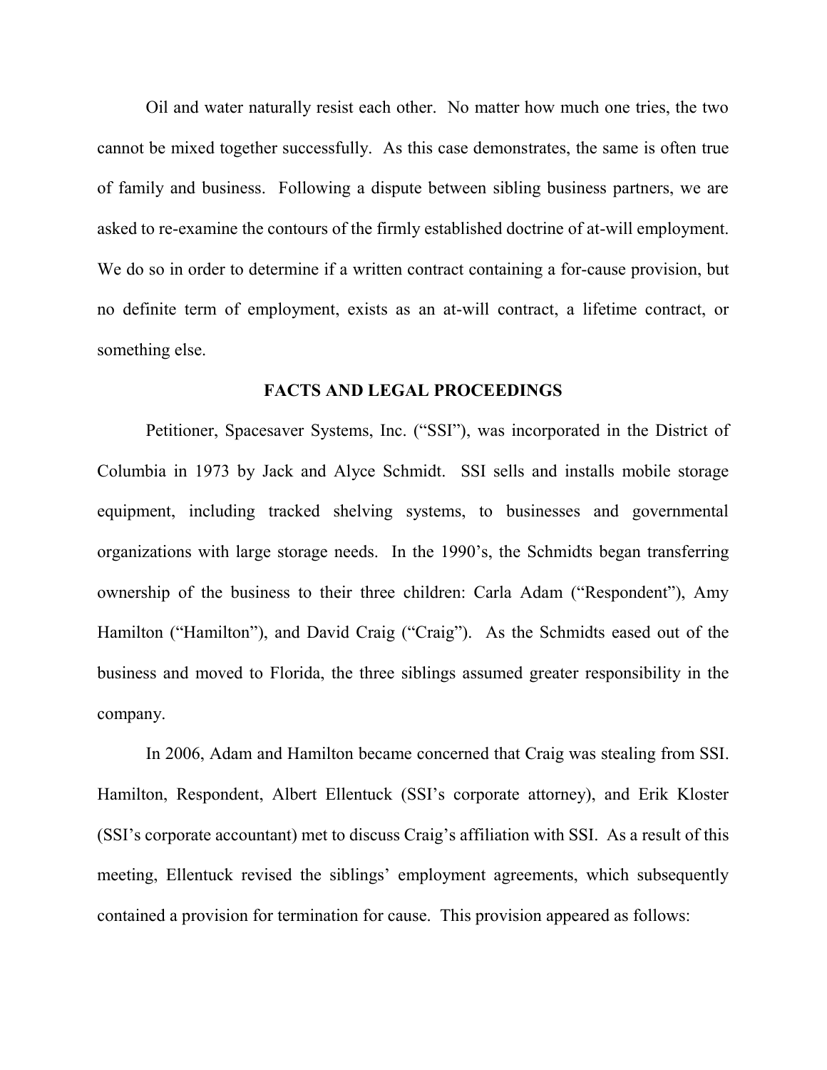Oil and water naturally resist each other. No matter how much one tries, the two cannot be mixed together successfully. As this case demonstrates, the same is often true of family and business. Following a dispute between sibling business partners, we are asked to re-examine the contours of the firmly established doctrine of at-will employment. We do so in order to determine if a written contract containing a for-cause provision, but no definite term of employment, exists as an at-will contract, a lifetime contract, or something else.

## FACTS AND LEGAL PROCEEDINGS

Petitioner, Spacesaver Systems, Inc. ("SSI"), was incorporated in the District of Columbia in 1973 by Jack and Alyce Schmidt. SSI sells and installs mobile storage equipment, including tracked shelving systems, to businesses and governmental organizations with large storage needs. In the 1990's, the Schmidts began transferring ownership of the business to their three children: Carla Adam ("Respondent"), Amy Hamilton ("Hamilton"), and David Craig ("Craig"). As the Schmidts eased out of the business and moved to Florida, the three siblings assumed greater responsibility in the company.

In 2006, Adam and Hamilton became concerned that Craig was stealing from SSI. Hamilton, Respondent, Albert Ellentuck (SSI's corporate attorney), and Erik Kloster (SSI's corporate accountant) met to discuss Craig's affiliation with SSI. As a result of this meeting, Ellentuck revised the siblings' employment agreements, which subsequently contained a provision for termination for cause. This provision appeared as follows: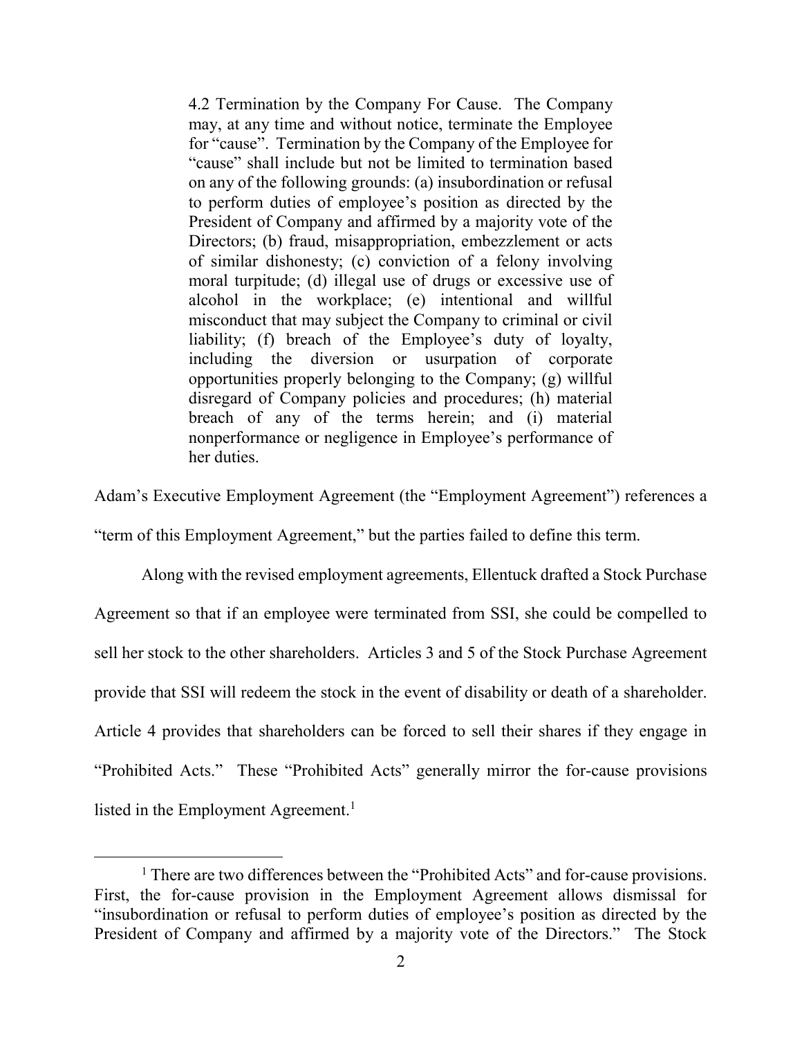> 4.2 Termination by the Company For Cause. The Company may, at any time and without notice, terminate the Employee for "cause". Termination by the Company of the Employee for "cause" shall include but not be limited to termination based on any of the following grounds: (a) insubordination or refusal to perform duties of employee's position as directed by the President of Company and affirmed by a majority vote of the Directors; (b) fraud, misappropriation, embezzlement or acts of similar dishonesty; (c) conviction of a felony involving moral turpitude; (d) illegal use of drugs or excessive use of alcohol in the workplace; (e) intentional and willful misconduct that may subject the Company to criminal or civil liability; (f) breach of the Employee's duty of loyalty, including the diversion or usurpation of corporate opportunities properly belonging to the Company; (g) willful disregard of Company policies and procedures; (h) material breach of any of the terms herein; and (i) material nonperformance or negligence in Employee's performance of her duties.

Adam's Executive Employment Agreement (the "Employment Agreement") references a "term of this Employment Agreement," but the parties failed to define this term.

Along with the revised employment agreements, Ellentuck drafted a Stock Purchase Agreement so that if an employee were terminated from SSI, she could be compelled to sell her stock to the other shareholders. Articles 3 and 5 of the Stock Purchase Agreement provide that SSI will redeem the stock in the event of disability or death of a shareholder. Article 4 provides that shareholders can be forced to sell their shares if they engage in "Prohibited Acts." These "Prohibited Acts" generally mirror the for-cause provisions listed in the Employment Agreement.[1]

---

[1] There are two differences between the "Prohibited Acts" and for-cause provisions. First, the for-cause provision in the Employment Agreement allows dismissal for "insubordination or refusal to perform duties of employee's position as directed by the President of Company and affirmed by a majority vote of the Directors." The Stock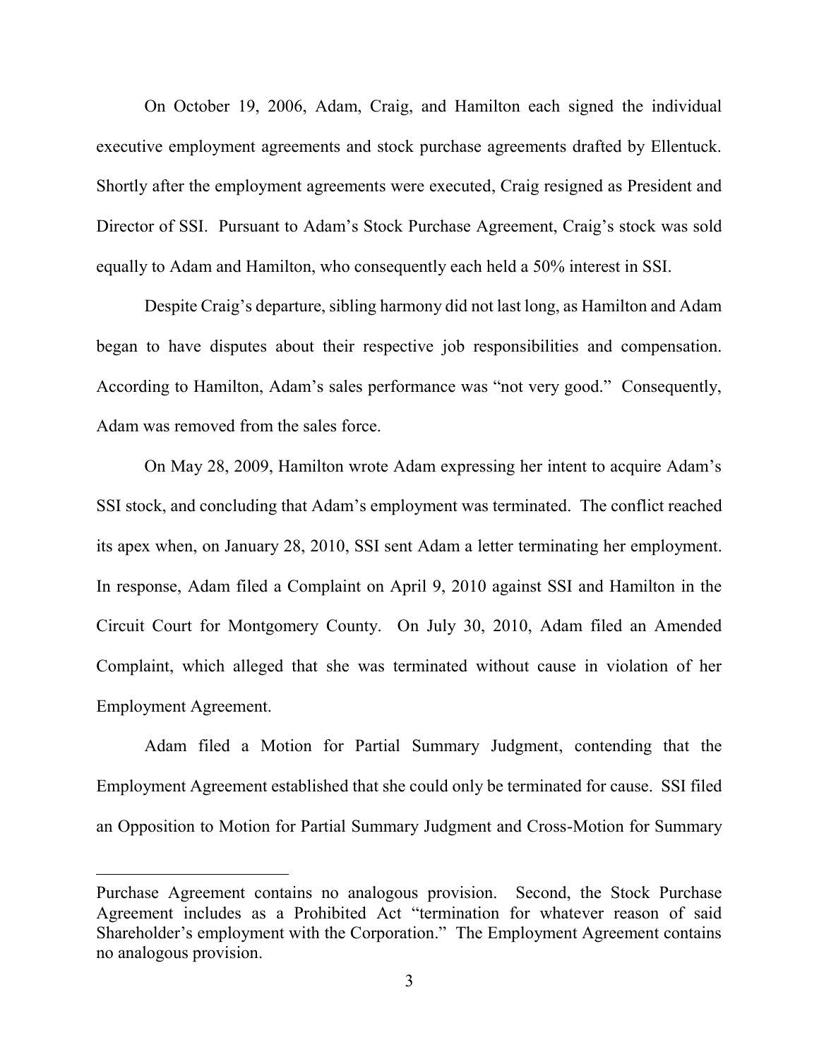On October 19, 2006, Adam, Craig, and Hamilton each signed the individual executive employment agreements and stock purchase agreements drafted by Ellentuck. Shortly after the employment agreements were executed, Craig resigned as President and Director of SSI. Pursuant to Adam's Stock Purchase Agreement, Craig's stock was sold equally to Adam and Hamilton, who consequently each held a 50% interest in SSI.

Despite Craig's departure, sibling harmony did not last long, as Hamilton and Adam began to have disputes about their respective job responsibilities and compensation. According to Hamilton, Adam's sales performance was "not very good." Consequently, Adam was removed from the sales force.

On May 28, 2009, Hamilton wrote Adam expressing her intent to acquire Adam's SSI stock, and concluding that Adam's employment was terminated. The conflict reached its apex when, on January 28, 2010, SSI sent Adam a letter terminating her employment. In response, Adam filed a Complaint on April 9, 2010 against SSI and Hamilton in the Circuit Court for Montgomery County. On July 30, 2010, Adam filed an Amended Complaint, which alleged that she was terminated without cause in violation of her Employment Agreement.

Adam filed a Motion for Partial Summary Judgment, contending that the Employment Agreement established that she could only be terminated for cause. SSI filed an Opposition to Motion for Partial Summary Judgment and Cross-Motion for Summary

---

Purchase Agreement contains no analogous provision. Second, the Stock Purchase Agreement includes as a Prohibited Act "termination for whatever reason of said Shareholder's employment with the Corporation." The Employment Agreement contains no analogous provision.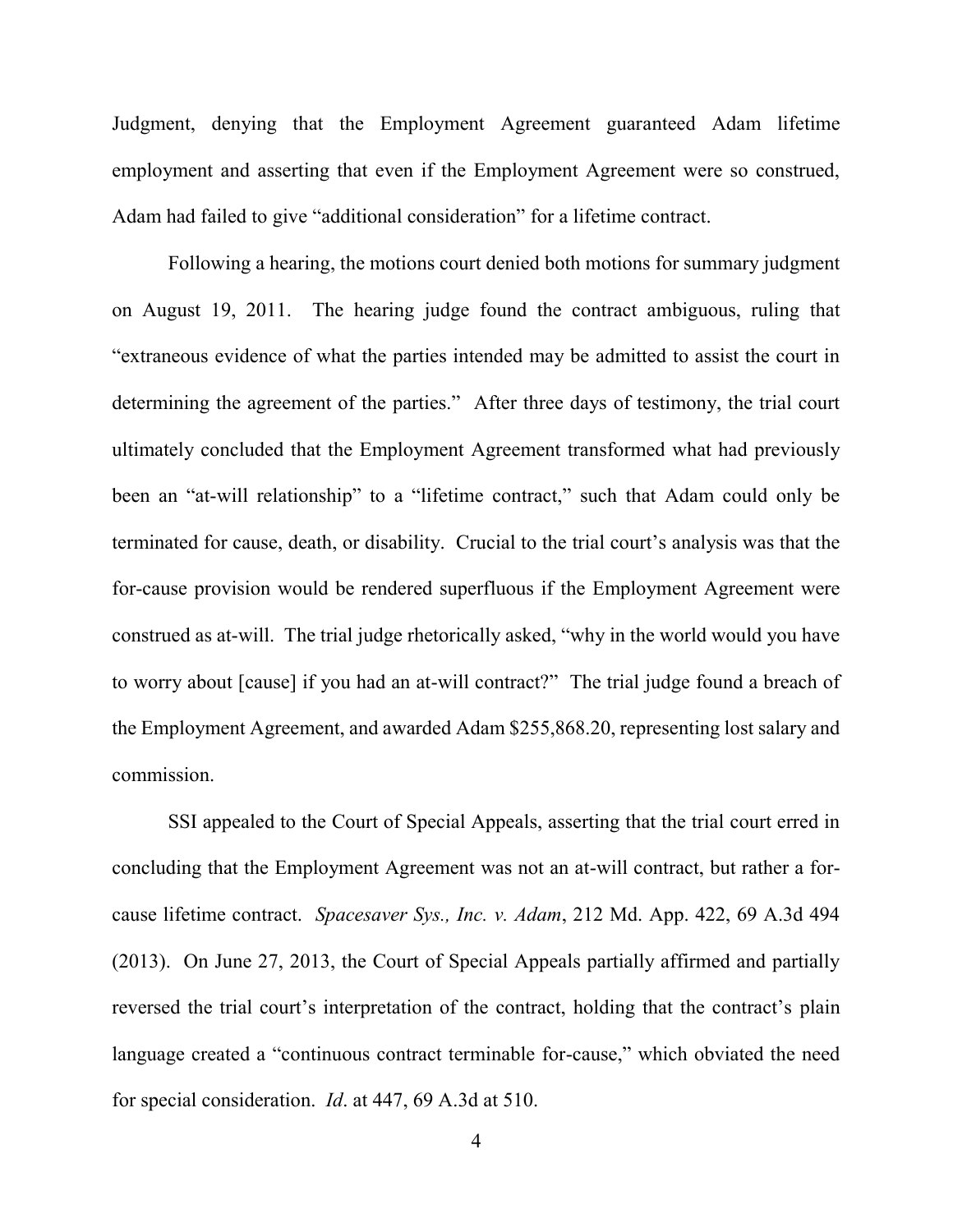Judgment, denying that the Employment Agreement guaranteed Adam lifetime employment and asserting that even if the Employment Agreement were so construed, Adam had failed to give "additional consideration" for a lifetime contract.

Following a hearing, the motions court denied both motions for summary judgment on August 19, 2011. The hearing judge found the contract ambiguous, ruling that "extraneous evidence of what the parties intended may be admitted to assist the court in determining the agreement of the parties." After three days of testimony, the trial court ultimately concluded that the Employment Agreement transformed what had previously been an "at-will relationship" to a "lifetime contract," such that Adam could only be terminated for cause, death, or disability. Crucial to the trial court's analysis was that the for-cause provision would be rendered superfluous if the Employment Agreement were construed as at-will. The trial judge rhetorically asked, "why in the world would you have to worry about [cause] if you had an at-will contract?" The trial judge found a breach of the Employment Agreement, and awarded Adam $255,868.20, representing lost salary and commission.

SSI appealed to the Court of Special Appeals, asserting that the trial court erred in concluding that the Employment Agreement was not an at-will contract, but rather a for-cause lifetime contract. *Spacesaver Sys., Inc. v. Adam*, 212 Md. App. 422, 69 A.3d 494 (2013). On June 27, 2013, the Court of Special Appeals partially affirmed and partially reversed the trial court's interpretation of the contract, holding that the contract's plain language created a "continuous contract terminable for-cause," which obviated the need for special consideration. *Id*. at 447, 69 A.3d at 510.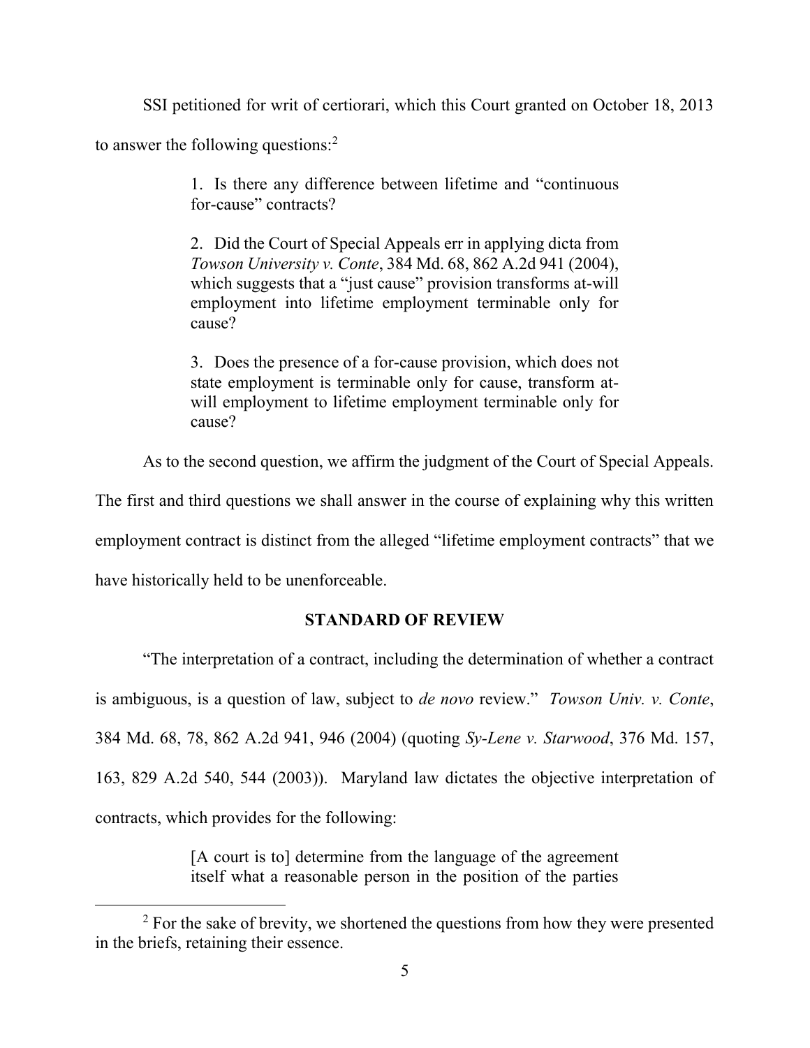SSI petitioned for writ of certiorari, which this Court granted on October 18, 2013 to answer the following questions:[2]

> 1. Is there any difference between lifetime and "continuous for-cause" contracts?
>
> 2. Did the Court of Special Appeals err in applying dicta from *Towson University v. Conte*, 384 Md. 68, 862 A.2d 941 (2004), which suggests that a "just cause" provision transforms at-will employment into lifetime employment terminable only for cause?
>
> 3. Does the presence of a for-cause provision, which does not state employment is terminable only for cause, transform at-will employment to lifetime employment terminable only for cause?

As to the second question, we affirm the judgment of the Court of Special Appeals. The first and third questions we shall answer in the course of explaining why this written employment contract is distinct from the alleged "lifetime employment contracts" that we have historically held to be unenforceable.

## STANDARD OF REVIEW

"The interpretation of a contract, including the determination of whether a contract is ambiguous, is a question of law, subject to *de novo* review." *Towson Univ. v. Conte*, 384 Md. 68, 78, 862 A.2d 941, 946 (2004) (quoting *Sy-Lene v. Starwood*, 376 Md. 157, 163, 829 A.2d 540, 544 (2003)). Maryland law dictates the objective interpretation of contracts, which provides for the following:

> [A court is to] determine from the language of the agreement itself what a reasonable person in the position of the parties

---

[2] For the sake of brevity, we shortened the questions from how they were presented in the briefs, retaining their essence.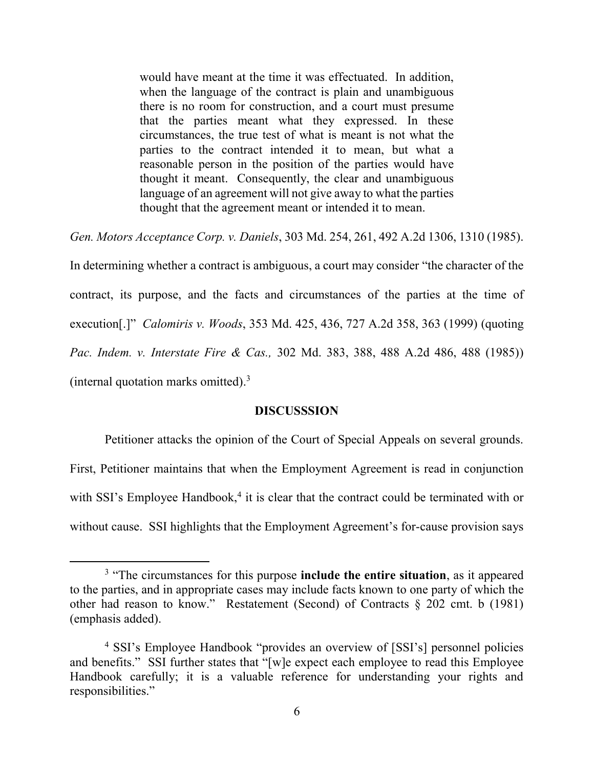> would have meant at the time it was effectuated. In addition, when the language of the contract is plain and unambiguous there is no room for construction, and a court must presume that the parties meant what they expressed. In these circumstances, the true test of what is meant is not what the parties to the contract intended it to mean, but what a reasonable person in the position of the parties would have thought it meant. Consequently, the clear and unambiguous language of an agreement will not give away to what the parties thought that the agreement meant or intended it to mean.

*Gen. Motors Acceptance Corp. v. Daniels*, 303 Md. 254, 261, 492 A.2d 1306, 1310 (1985). In determining whether a contract is ambiguous, a court may consider "the character of the contract, its purpose, and the facts and circumstances of the parties at the time of execution[.]" *Calomiris v. Woods*, 353 Md. 425, 436, 727 A.2d 358, 363 (1999) (quoting *Pac. Indem. v. Interstate Fire & Cas.,* 302 Md. 383, 388, 488 A.2d 486, 488 (1985)) (internal quotation marks omitted).[3]

## DISCUSSSION

Petitioner attacks the opinion of the Court of Special Appeals on several grounds. First, Petitioner maintains that when the Employment Agreement is read in conjunction with SSI's Employee Handbook,[4] it is clear that the contract could be terminated with or without cause. SSI highlights that the Employment Agreement's for-cause provision says

---

[3] "The circumstances for this purpose **include the entire situation**, as it appeared to the parties, and in appropriate cases may include facts known to one party of which the other had reason to know." Restatement (Second) of Contracts § 202 cmt. b (1981) (emphasis added).

[4] SSI's Employee Handbook "provides an overview of [SSI's] personnel policies and benefits." SSI further states that "[w]e expect each employee to read this Employee Handbook carefully; it is a valuable reference for understanding your rights and responsibilities."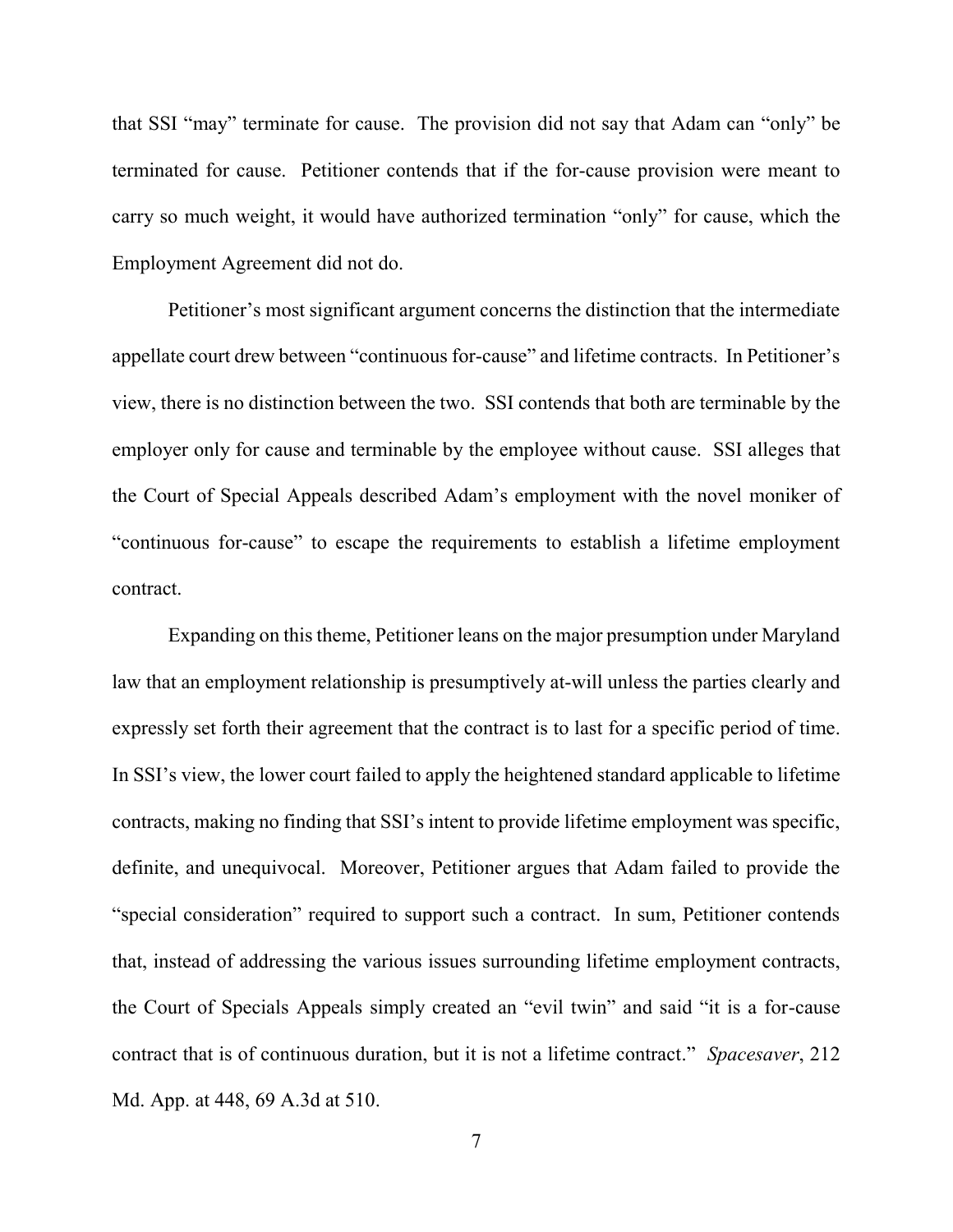that SSI "may" terminate for cause. The provision did not say that Adam can "only" be terminated for cause. Petitioner contends that if the for-cause provision were meant to carry so much weight, it would have authorized termination "only" for cause, which the Employment Agreement did not do.

Petitioner's most significant argument concerns the distinction that the intermediate appellate court drew between "continuous for-cause" and lifetime contracts. In Petitioner's view, there is no distinction between the two. SSI contends that both are terminable by the employer only for cause and terminable by the employee without cause. SSI alleges that the Court of Special Appeals described Adam's employment with the novel moniker of "continuous for-cause" to escape the requirements to establish a lifetime employment contract.

Expanding on this theme, Petitioner leans on the major presumption under Maryland law that an employment relationship is presumptively at-will unless the parties clearly and expressly set forth their agreement that the contract is to last for a specific period of time. In SSI's view, the lower court failed to apply the heightened standard applicable to lifetime contracts, making no finding that SSI's intent to provide lifetime employment was specific, definite, and unequivocal. Moreover, Petitioner argues that Adam failed to provide the "special consideration" required to support such a contract. In sum, Petitioner contends that, instead of addressing the various issues surrounding lifetime employment contracts, the Court of Specials Appeals simply created an "evil twin" and said "it is a for-cause contract that is of continuous duration, but it is not a lifetime contract." *Spacesaver*, 212 Md. App. at 448, 69 A.3d at 510.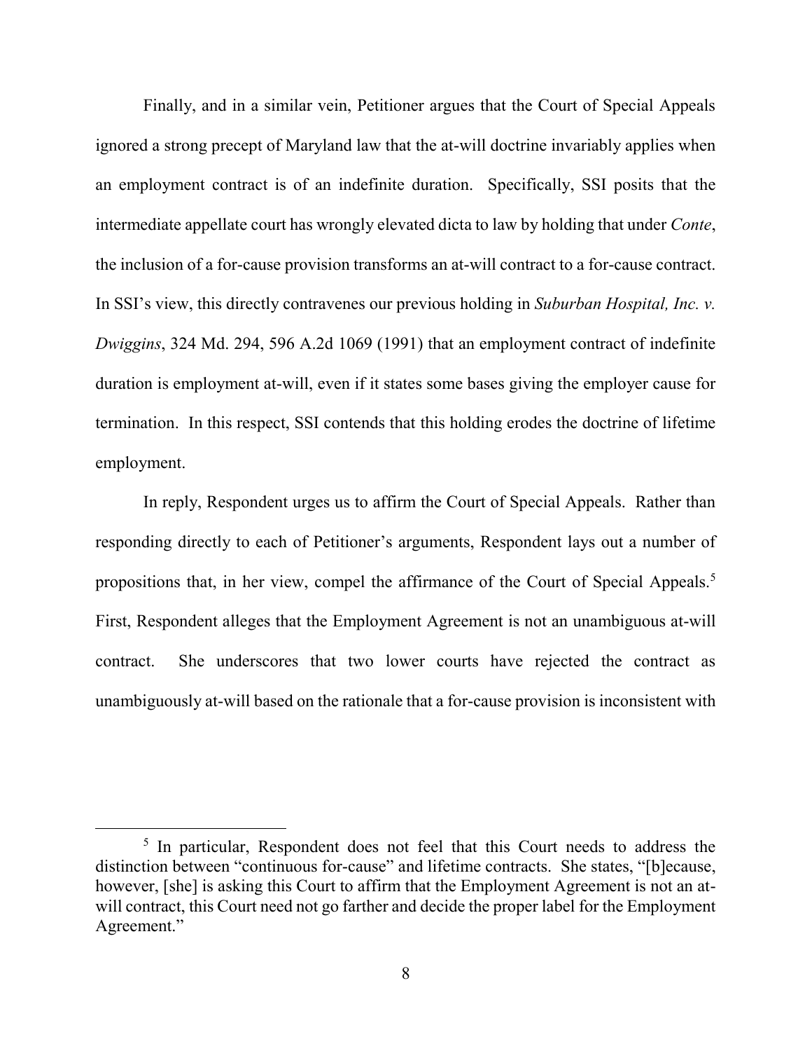Finally, and in a similar vein, Petitioner argues that the Court of Special Appeals ignored a strong precept of Maryland law that the at-will doctrine invariably applies when an employment contract is of an indefinite duration. Specifically, SSI posits that the intermediate appellate court has wrongly elevated dicta to law by holding that under *Conte*, the inclusion of a for-cause provision transforms an at-will contract to a for-cause contract. In SSI's view, this directly contravenes our previous holding in *Suburban Hospital, Inc. v. Dwiggins*, 324 Md. 294, 596 A.2d 1069 (1991) that an employment contract of indefinite duration is employment at-will, even if it states some bases giving the employer cause for termination. In this respect, SSI contends that this holding erodes the doctrine of lifetime employment.

In reply, Respondent urges us to affirm the Court of Special Appeals. Rather than responding directly to each of Petitioner's arguments, Respondent lays out a number of propositions that, in her view, compel the affirmance of the Court of Special Appeals.[5] First, Respondent alleges that the Employment Agreement is not an unambiguous at-will contract. She underscores that two lower courts have rejected the contract as unambiguously at-will based on the rationale that a for-cause provision is inconsistent with

[5] In particular, Respondent does not feel that this Court needs to address the distinction between "continuous for-cause" and lifetime contracts. She states, "[b]ecause, however, [she] is asking this Court to affirm that the Employment Agreement is not an at-will contract, this Court need not go farther and decide the proper label for the Employment Agreement."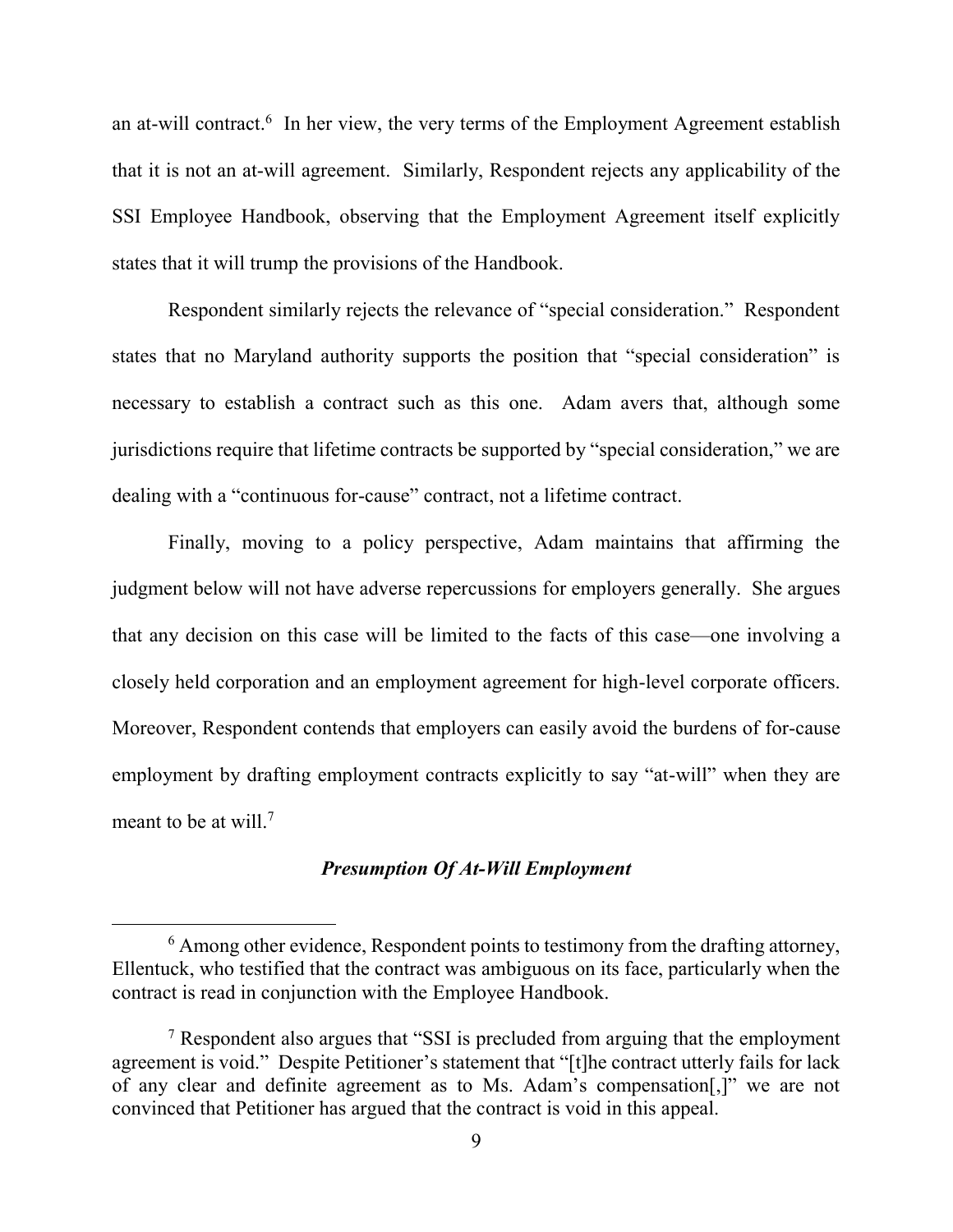an at-will contract.[6] In her view, the very terms of the Employment Agreement establish that it is not an at-will agreement. Similarly, Respondent rejects any applicability of the SSI Employee Handbook, observing that the Employment Agreement itself explicitly states that it will trump the provisions of the Handbook.

Respondent similarly rejects the relevance of "special consideration." Respondent states that no Maryland authority supports the position that "special consideration" is necessary to establish a contract such as this one. Adam avers that, although some jurisdictions require that lifetime contracts be supported by "special consideration," we are dealing with a "continuous for-cause" contract, not a lifetime contract.

Finally, moving to a policy perspective, Adam maintains that affirming the judgment below will not have adverse repercussions for employers generally. She argues that any decision on this case will be limited to the facts of this case—one involving a closely held corporation and an employment agreement for high-level corporate officers. Moreover, Respondent contends that employers can easily avoid the burdens of for-cause employment by drafting employment contracts explicitly to say "at-will" when they are meant to be at will.[7]

***Presumption Of At-Will Employment***

---

[6] Among other evidence, Respondent points to testimony from the drafting attorney, Ellentuck, who testified that the contract was ambiguous on its face, particularly when the contract is read in conjunction with the Employee Handbook.

[7] Respondent also argues that "SSI is precluded from arguing that the employment agreement is void." Despite Petitioner's statement that "[t]he contract utterly fails for lack of any clear and definite agreement as to Ms. Adam's compensation[,]" we are not convinced that Petitioner has argued that the contract is void in this appeal.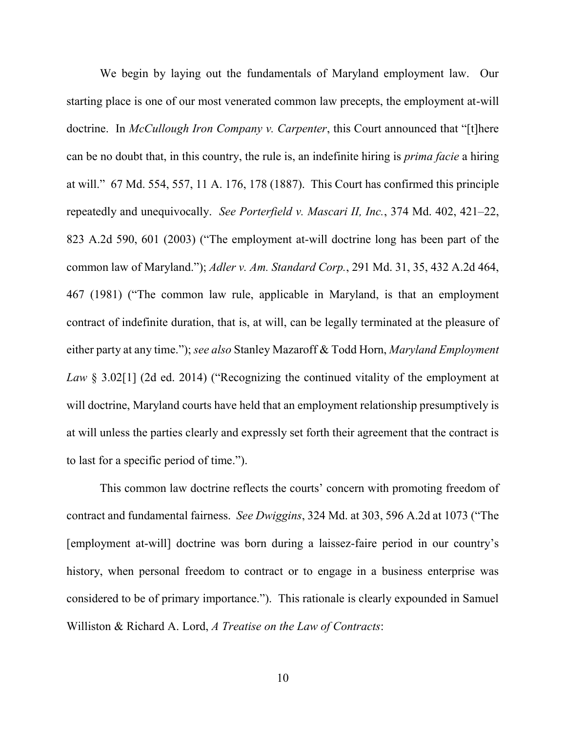We begin by laying out the fundamentals of Maryland employment law. Our starting place is one of our most venerated common law precepts, the employment at-will doctrine. In *McCullough Iron Company v. Carpenter*, this Court announced that "[t]here can be no doubt that, in this country, the rule is, an indefinite hiring is *prima facie* a hiring at will." 67 Md. 554, 557, 11 A. 176, 178 (1887). This Court has confirmed this principle repeatedly and unequivocally. *See Porterfield v. Mascari II, Inc.*, 374 Md. 402, 421–22, 823 A.2d 590, 601 (2003) ("The employment at-will doctrine long has been part of the common law of Maryland."); *Adler v. Am. Standard Corp.*, 291 Md. 31, 35, 432 A.2d 464, 467 (1981) ("The common law rule, applicable in Maryland, is that an employment contract of indefinite duration, that is, at will, can be legally terminated at the pleasure of either party at any time."); *see also* Stanley Mazaroff & Todd Horn, *Maryland Employment Law* § 3.02[1] (2d ed. 2014) ("Recognizing the continued vitality of the employment at will doctrine, Maryland courts have held that an employment relationship presumptively is at will unless the parties clearly and expressly set forth their agreement that the contract is to last for a specific period of time.").

This common law doctrine reflects the courts' concern with promoting freedom of contract and fundamental fairness. *See Dwiggins*, 324 Md. at 303, 596 A.2d at 1073 ("The [employment at-will] doctrine was born during a laissez-faire period in our country's history, when personal freedom to contract or to engage in a business enterprise was considered to be of primary importance."). This rationale is clearly expounded in Samuel Williston & Richard A. Lord, *A Treatise on the Law of Contracts*: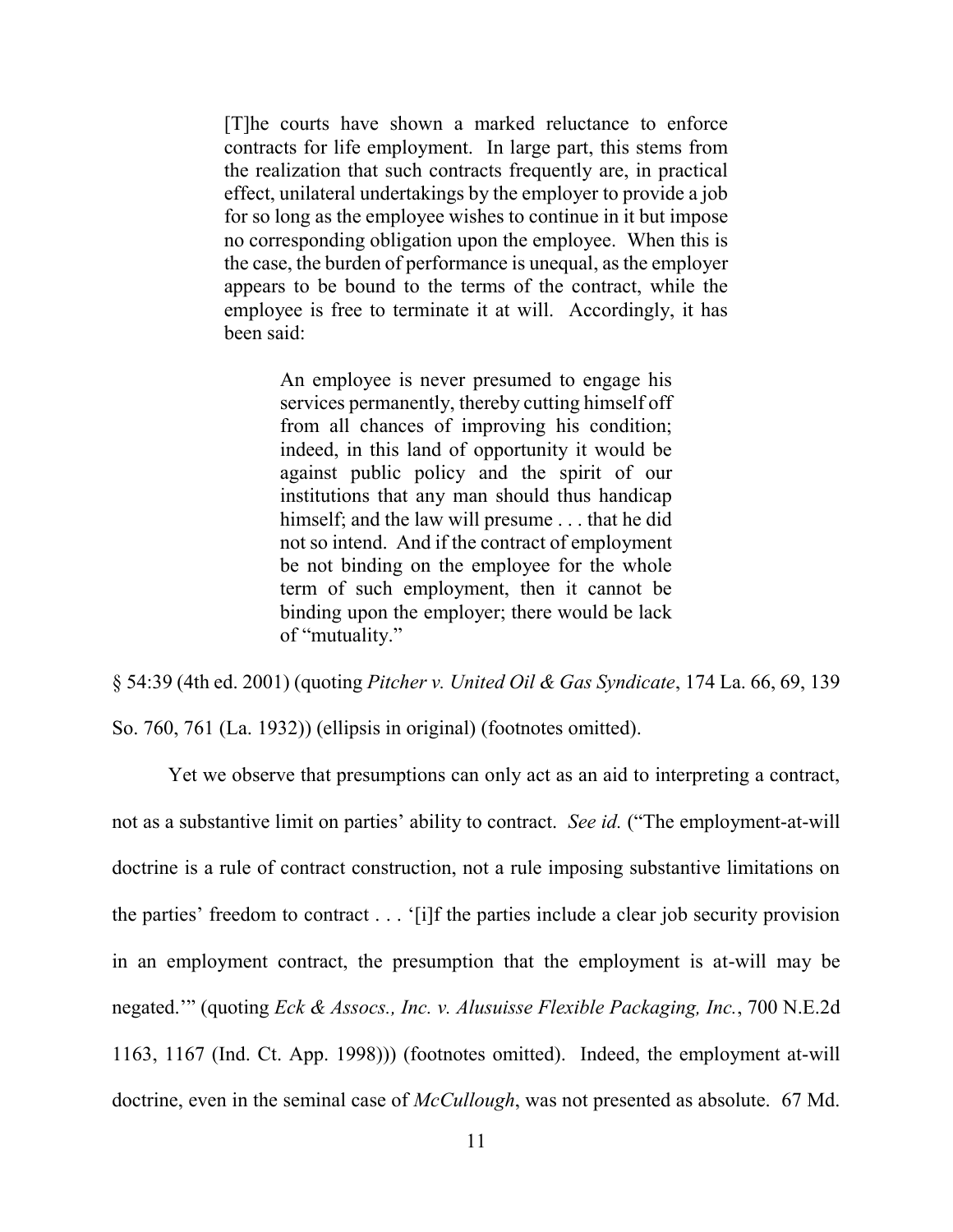> [T]he courts have shown a marked reluctance to enforce contracts for life employment. In large part, this stems from the realization that such contracts frequently are, in practical effect, unilateral undertakings by the employer to provide a job for so long as the employee wishes to continue in it but impose no corresponding obligation upon the employee. When this is the case, the burden of performance is unequal, as the employer appears to be bound to the terms of the contract, while the employee is free to terminate it at will. Accordingly, it has been said:
>
> > An employee is never presumed to engage his services permanently, thereby cutting himself off from all chances of improving his condition; indeed, in this land of opportunity it would be against public policy and the spirit of our institutions that any man should thus handicap himself; and the law will presume . . . that he did not so intend. And if the contract of employment be not binding on the employee for the whole term of such employment, then it cannot be binding upon the employer; there would be lack of "mutuality."

§ 54:39 (4th ed. 2001) (quoting *Pitcher v. United Oil & Gas Syndicate*, 174 La. 66, 69, 139 So. 760, 761 (La. 1932)) (ellipsis in original) (footnotes omitted).

Yet we observe that presumptions can only act as an aid to interpreting a contract, not as a substantive limit on parties' ability to contract. *See id.* ("The employment-at-will doctrine is a rule of contract construction, not a rule imposing substantive limitations on the parties' freedom to contract . . . '[i]f the parties include a clear job security provision in an employment contract, the presumption that the employment is at-will may be negated.'" (quoting *Eck & Assocs., Inc. v. Alusuisse Flexible Packaging, Inc.*, 700 N.E.2d 1163, 1167 (Ind. Ct. App. 1998))) (footnotes omitted). Indeed, the employment at-will doctrine, even in the seminal case of *McCullough*, was not presented as absolute. 67 Md.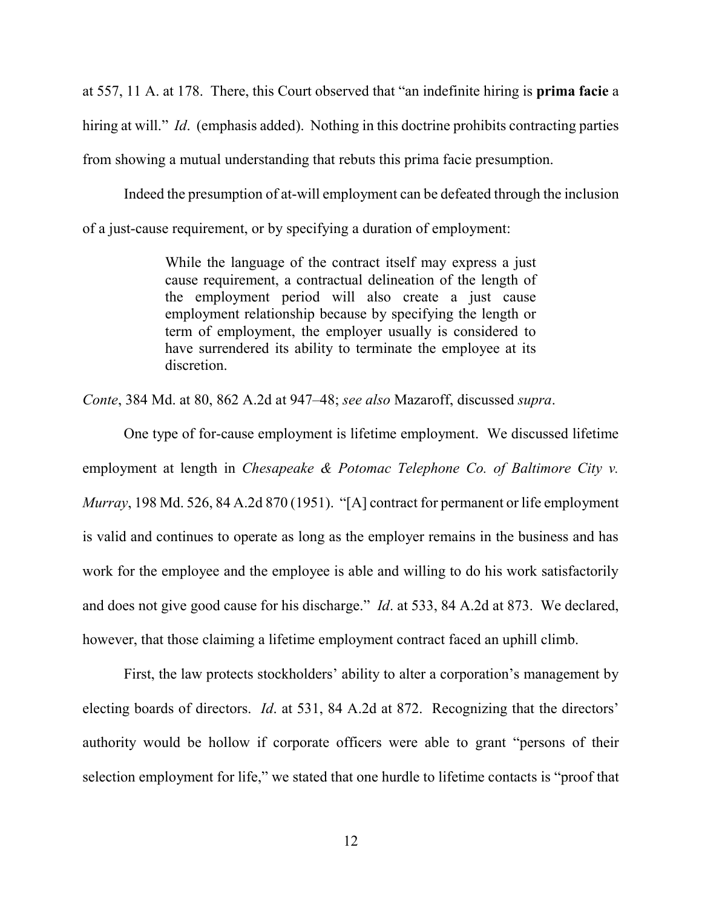at 557, 11 A. at 178. There, this Court observed that "an indefinite hiring is **prima facie** a hiring at will." *Id*. (emphasis added). Nothing in this doctrine prohibits contracting parties from showing a mutual understanding that rebuts this prima facie presumption.

Indeed the presumption of at-will employment can be defeated through the inclusion of a just-cause requirement, or by specifying a duration of employment:

> While the language of the contract itself may express a just cause requirement, a contractual delineation of the length of the employment period will also create a just cause employment relationship because by specifying the length or term of employment, the employer usually is considered to have surrendered its ability to terminate the employee at its discretion.

*Conte*, 384 Md. at 80, 862 A.2d at 947–48; *see also* Mazaroff, discussed *supra*.

One type of for-cause employment is lifetime employment. We discussed lifetime employment at length in *Chesapeake & Potomac Telephone Co. of Baltimore City v. Murray*, 198 Md. 526, 84 A.2d 870 (1951). "[A] contract for permanent or life employment is valid and continues to operate as long as the employer remains in the business and has work for the employee and the employee is able and willing to do his work satisfactorily and does not give good cause for his discharge." *Id*. at 533, 84 A.2d at 873. We declared, however, that those claiming a lifetime employment contract faced an uphill climb.

First, the law protects stockholders' ability to alter a corporation's management by electing boards of directors. *Id*. at 531, 84 A.2d at 872. Recognizing that the directors' authority would be hollow if corporate officers were able to grant "persons of their selection employment for life," we stated that one hurdle to lifetime contacts is "proof that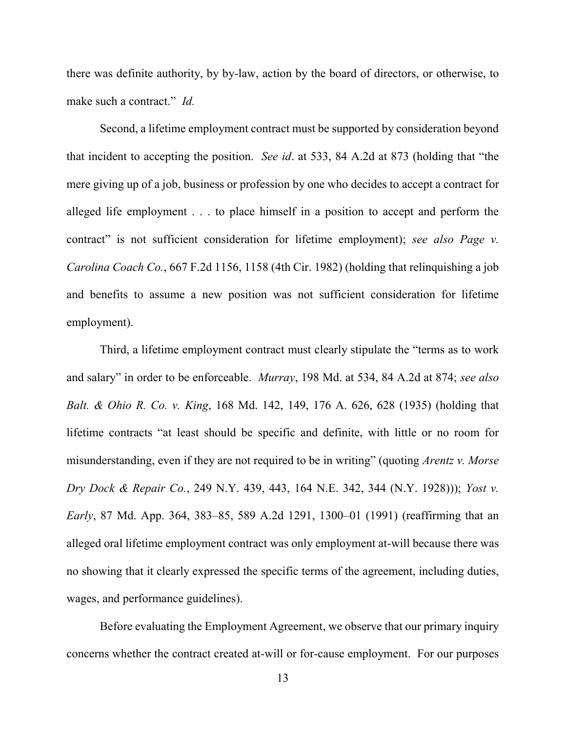there was definite authority, by by-law, action by the board of directors, or otherwise, to make such a contract." *Id.*

Second, a lifetime employment contract must be supported by consideration beyond that incident to accepting the position. *See id*. at 533, 84 A.2d at 873 (holding that "the mere giving up of a job, business or profession by one who decides to accept a contract for alleged life employment . . . to place himself in a position to accept and perform the contract" is not sufficient consideration for lifetime employment); *see also Page v. Carolina Coach Co.*, 667 F.2d 1156, 1158 (4th Cir. 1982) (holding that relinquishing a job and benefits to assume a new position was not sufficient consideration for lifetime employment).

Third, a lifetime employment contract must clearly stipulate the "terms as to work and salary" in order to be enforceable. *Murray*, 198 Md. at 534, 84 A.2d at 874; *see also Balt. & Ohio R. Co. v. King*, 168 Md. 142, 149, 176 A. 626, 628 (1935) (holding that lifetime contracts "at least should be specific and definite, with little or no room for misunderstanding, even if they are not required to be in writing" (quoting *Arentz v. Morse Dry Dock & Repair Co.*, 249 N.Y. 439, 443, 164 N.E. 342, 344 (N.Y. 1928))); *Yost v. Early*, 87 Md. App. 364, 383–85, 589 A.2d 1291, 1300–01 (1991) (reaffirming that an alleged oral lifetime employment contract was only employment at-will because there was no showing that it clearly expressed the specific terms of the agreement, including duties, wages, and performance guidelines).

Before evaluating the Employment Agreement, we observe that our primary inquiry concerns whether the contract created at-will or for-cause employment. For our purposes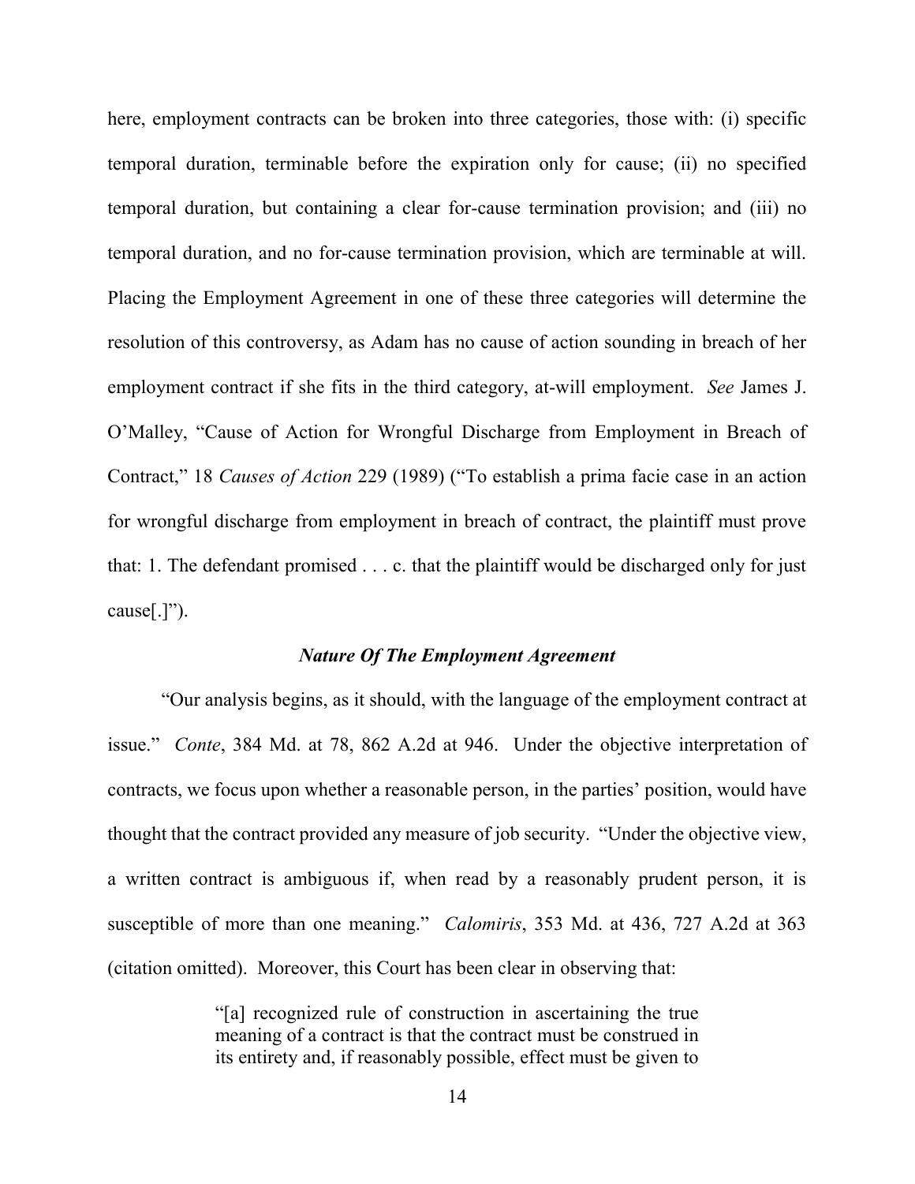here, employment contracts can be broken into three categories, those with: (i) specific temporal duration, terminable before the expiration only for cause; (ii) no specified temporal duration, but containing a clear for-cause termination provision; and (iii) no temporal duration, and no for-cause termination provision, which are terminable at will. Placing the Employment Agreement in one of these three categories will determine the resolution of this controversy, as Adam has no cause of action sounding in breach of her employment contract if she fits in the third category, at-will employment. *See* James J. O'Malley, "Cause of Action for Wrongful Discharge from Employment in Breach of Contract," 18 *Causes of Action* 229 (1989) ("To establish a prima facie case in an action for wrongful discharge from employment in breach of contract, the plaintiff must prove that: 1. The defendant promised . . . c. that the plaintiff would be discharged only for just cause[.]").

### *Nature Of The Employment Agreement*

"Our analysis begins, as it should, with the language of the employment contract at issue." *Conte*, 384 Md. at 78, 862 A.2d at 946. Under the objective interpretation of contracts, we focus upon whether a reasonable person, in the parties' position, would have thought that the contract provided any measure of job security. "Under the objective view, a written contract is ambiguous if, when read by a reasonably prudent person, it is susceptible of more than one meaning." *Calomiris*, 353 Md. at 436, 727 A.2d at 363 (citation omitted). Moreover, this Court has been clear in observing that:

> "[a] recognized rule of construction in ascertaining the true meaning of a contract is that the contract must be construed in its entirety and, if reasonably possible, effect must be given to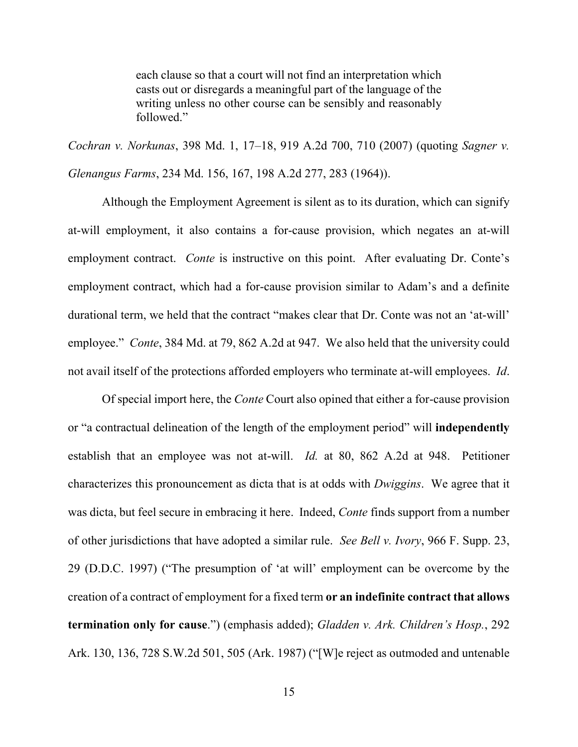> each clause so that a court will not find an interpretation which casts out or disregards a meaningful part of the language of the writing unless no other course can be sensibly and reasonably followed."

*Cochran v. Norkunas*, 398 Md. 1, 17–18, 919 A.2d 700, 710 (2007) (quoting *Sagner v. Glenangus Farms*, 234 Md. 156, 167, 198 A.2d 277, 283 (1964)).

Although the Employment Agreement is silent as to its duration, which can signify at-will employment, it also contains a for-cause provision, which negates an at-will employment contract. *Conte* is instructive on this point. After evaluating Dr. Conte's employment contract, which had a for-cause provision similar to Adam's and a definite durational term, we held that the contract "makes clear that Dr. Conte was not an 'at-will' employee." *Conte*, 384 Md. at 79, 862 A.2d at 947. We also held that the university could not avail itself of the protections afforded employers who terminate at-will employees. *Id*.

Of special import here, the *Conte* Court also opined that either a for-cause provision or "a contractual delineation of the length of the employment period" will **independently** establish that an employee was not at-will. *Id.* at 80, 862 A.2d at 948. Petitioner characterizes this pronouncement as dicta that is at odds with *Dwiggins*. We agree that it was dicta, but feel secure in embracing it here. Indeed, *Conte* finds support from a number of other jurisdictions that have adopted a similar rule. *See Bell v. Ivory*, 966 F. Supp. 23, 29 (D.D.C. 1997) ("The presumption of 'at will' employment can be overcome by the creation of a contract of employment for a fixed term **or an indefinite contract that allows termination only for cause**.") (emphasis added); *Gladden v. Ark. Children's Hosp.*, 292 Ark. 130, 136, 728 S.W.2d 501, 505 (Ark. 1987) ("[W]e reject as outmoded and untenable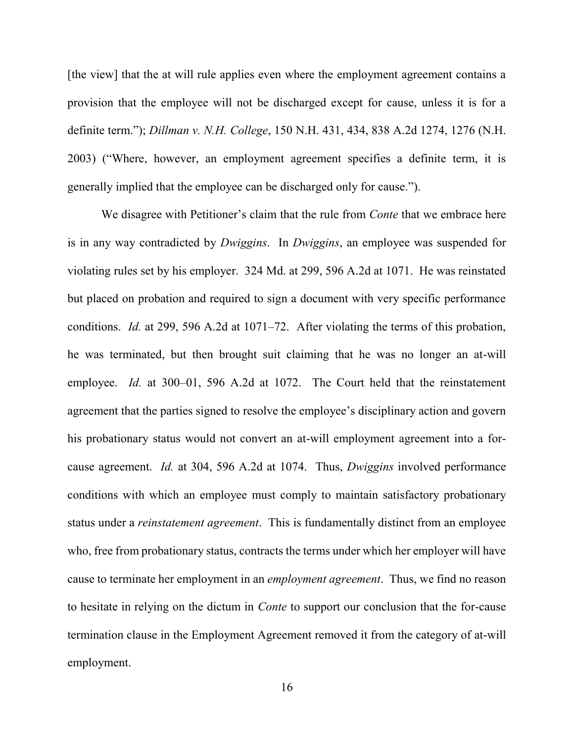[the view] that the at will rule applies even where the employment agreement contains a provision that the employee will not be discharged except for cause, unless it is for a definite term."); *Dillman v. N.H. College*, 150 N.H. 431, 434, 838 A.2d 1274, 1276 (N.H. 2003) ("Where, however, an employment agreement specifies a definite term, it is generally implied that the employee can be discharged only for cause.").

We disagree with Petitioner's claim that the rule from *Conte* that we embrace here is in any way contradicted by *Dwiggins*. In *Dwiggins*, an employee was suspended for violating rules set by his employer. 324 Md. at 299, 596 A.2d at 1071. He was reinstated but placed on probation and required to sign a document with very specific performance conditions. *Id.* at 299, 596 A.2d at 1071–72. After violating the terms of this probation, he was terminated, but then brought suit claiming that he was no longer an at-will employee. *Id.* at 300–01, 596 A.2d at 1072. The Court held that the reinstatement agreement that the parties signed to resolve the employee's disciplinary action and govern his probationary status would not convert an at-will employment agreement into a for-cause agreement. *Id.* at 304, 596 A.2d at 1074. Thus, *Dwiggins* involved performance conditions with which an employee must comply to maintain satisfactory probationary status under a *reinstatement agreement*. This is fundamentally distinct from an employee who, free from probationary status, contracts the terms under which her employer will have cause to terminate her employment in an *employment agreement*. Thus, we find no reason to hesitate in relying on the dictum in *Conte* to support our conclusion that the for-cause termination clause in the Employment Agreement removed it from the category of at-will employment.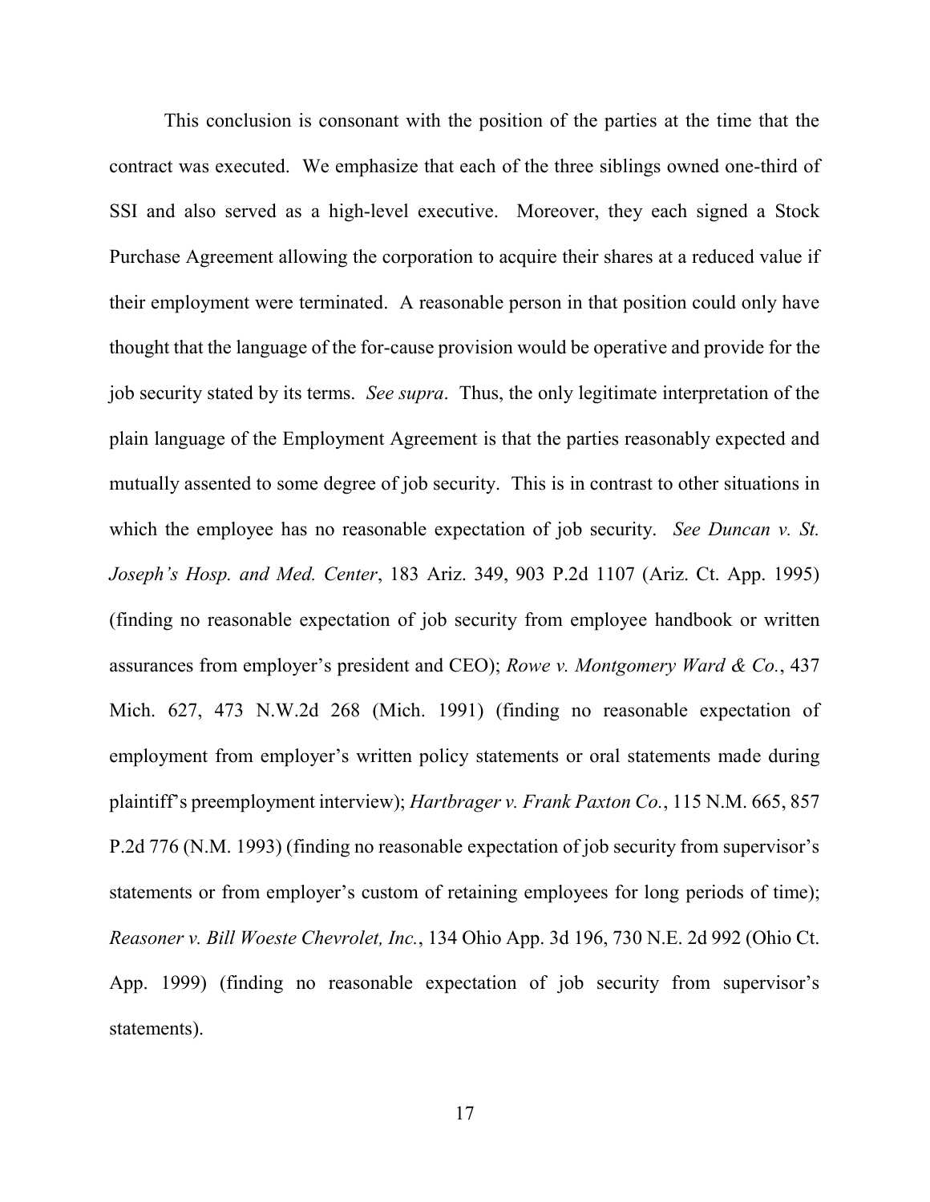This conclusion is consonant with the position of the parties at the time that the contract was executed. We emphasize that each of the three siblings owned one-third of SSI and also served as a high-level executive. Moreover, they each signed a Stock Purchase Agreement allowing the corporation to acquire their shares at a reduced value if their employment were terminated. A reasonable person in that position could only have thought that the language of the for-cause provision would be operative and provide for the job security stated by its terms. *See supra*. Thus, the only legitimate interpretation of the plain language of the Employment Agreement is that the parties reasonably expected and mutually assented to some degree of job security. This is in contrast to other situations in which the employee has no reasonable expectation of job security. *See Duncan v. St. Joseph's Hosp. and Med. Center*, 183 Ariz. 349, 903 P.2d 1107 (Ariz. Ct. App. 1995) (finding no reasonable expectation of job security from employee handbook or written assurances from employer's president and CEO); *Rowe v. Montgomery Ward & Co.*, 437 Mich. 627, 473 N.W.2d 268 (Mich. 1991) (finding no reasonable expectation of employment from employer's written policy statements or oral statements made during plaintiff's preemployment interview); *Hartbrager v. Frank Paxton Co.*, 115 N.M. 665, 857 P.2d 776 (N.M. 1993) (finding no reasonable expectation of job security from supervisor's statements or from employer's custom of retaining employees for long periods of time); *Reasoner v. Bill Woeste Chevrolet, Inc.*, 134 Ohio App. 3d 196, 730 N.E. 2d 992 (Ohio Ct. App. 1999) (finding no reasonable expectation of job security from supervisor's statements).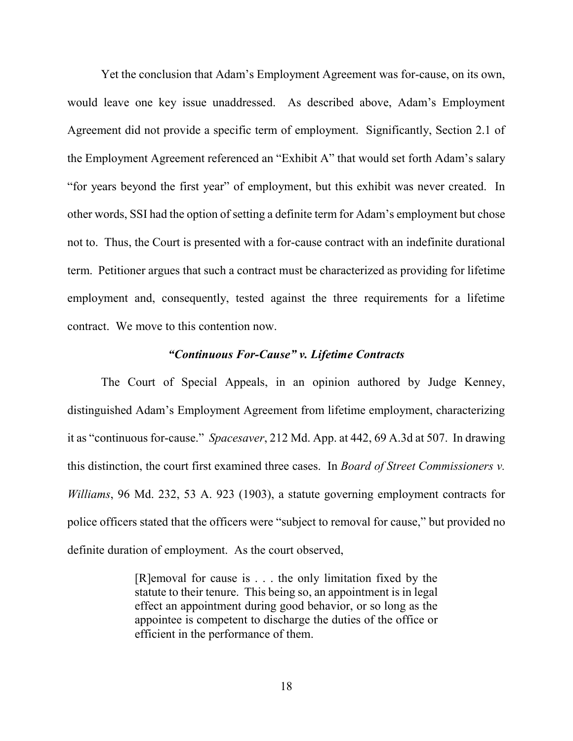Yet the conclusion that Adam's Employment Agreement was for-cause, on its own, would leave one key issue unaddressed. As described above, Adam's Employment Agreement did not provide a specific term of employment. Significantly, Section 2.1 of the Employment Agreement referenced an "Exhibit A" that would set forth Adam's salary "for years beyond the first year" of employment, but this exhibit was never created. In other words, SSI had the option of setting a definite term for Adam's employment but chose not to. Thus, the Court is presented with a for-cause contract with an indefinite durational term. Petitioner argues that such a contract must be characterized as providing for lifetime employment and, consequently, tested against the three requirements for a lifetime contract. We move to this contention now.

### *"Continuous For-Cause" v. Lifetime Contracts*

The Court of Special Appeals, in an opinion authored by Judge Kenney, distinguished Adam's Employment Agreement from lifetime employment, characterizing it as "continuous for-cause." *Spacesaver*, 212 Md. App. at 442, 69 A.3d at 507. In drawing this distinction, the court first examined three cases. In *Board of Street Commissioners v. Williams*, 96 Md. 232, 53 A. 923 (1903), a statute governing employment contracts for police officers stated that the officers were "subject to removal for cause," but provided no definite duration of employment. As the court observed,

> [R]emoval for cause is . . . the only limitation fixed by the statute to their tenure. This being so, an appointment is in legal effect an appointment during good behavior, or so long as the appointee is competent to discharge the duties of the office or efficient in the performance of them.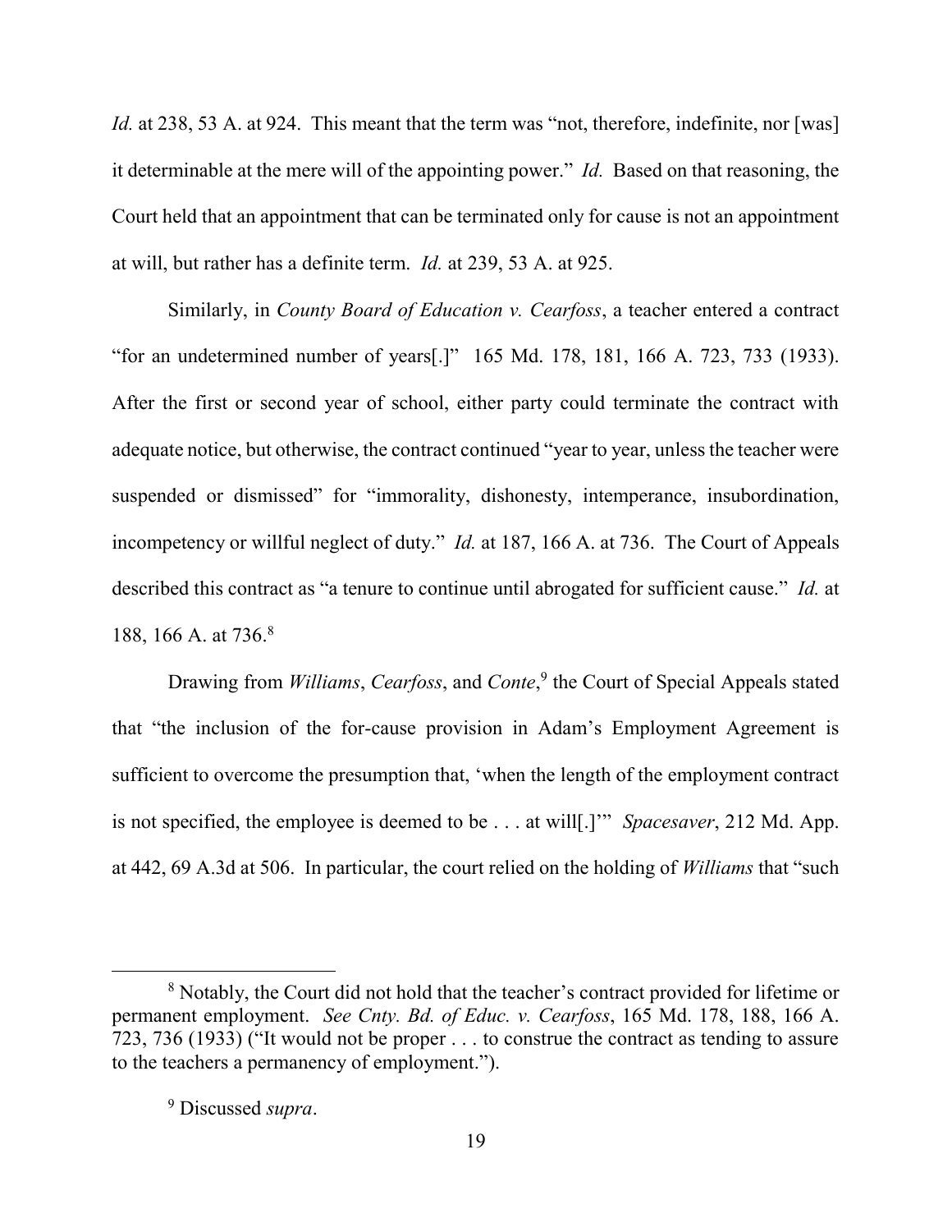*Id.* at 238, 53 A. at 924. This meant that the term was "not, therefore, indefinite, nor [was] it determinable at the mere will of the appointing power." *Id.* Based on that reasoning, the Court held that an appointment that can be terminated only for cause is not an appointment at will, but rather has a definite term. *Id.* at 239, 53 A. at 925.

Similarly, in *County Board of Education v. Cearfoss*, a teacher entered a contract "for an undetermined number of years[.]" 165 Md. 178, 181, 166 A. 723, 733 (1933). After the first or second year of school, either party could terminate the contract with adequate notice, but otherwise, the contract continued "year to year, unless the teacher were suspended or dismissed" for "immorality, dishonesty, intemperance, insubordination, incompetency or willful neglect of duty." *Id.* at 187, 166 A. at 736. The Court of Appeals described this contract as "a tenure to continue until abrogated for sufficient cause." *Id.* at 188, 166 A. at 736.[8]

Drawing from *Williams*, *Cearfoss*, and *Conte*,[9] the Court of Special Appeals stated that "the inclusion of the for-cause provision in Adam's Employment Agreement is sufficient to overcome the presumption that, 'when the length of the employment contract is not specified, the employee is deemed to be . . . at will[.]'" *Spacesaver*, 212 Md. App. at 442, 69 A.3d at 506. In particular, the court relied on the holding of *Williams* that "such

---

[8] Notably, the Court did not hold that the teacher's contract provided for lifetime or permanent employment. *See Cnty. Bd. of Educ. v. Cearfoss*, 165 Md. 178, 188, 166 A. 723, 736 (1933) ("It would not be proper . . . to construe the contract as tending to assure to the teachers a permanency of employment.").

[9] Discussed *supra*.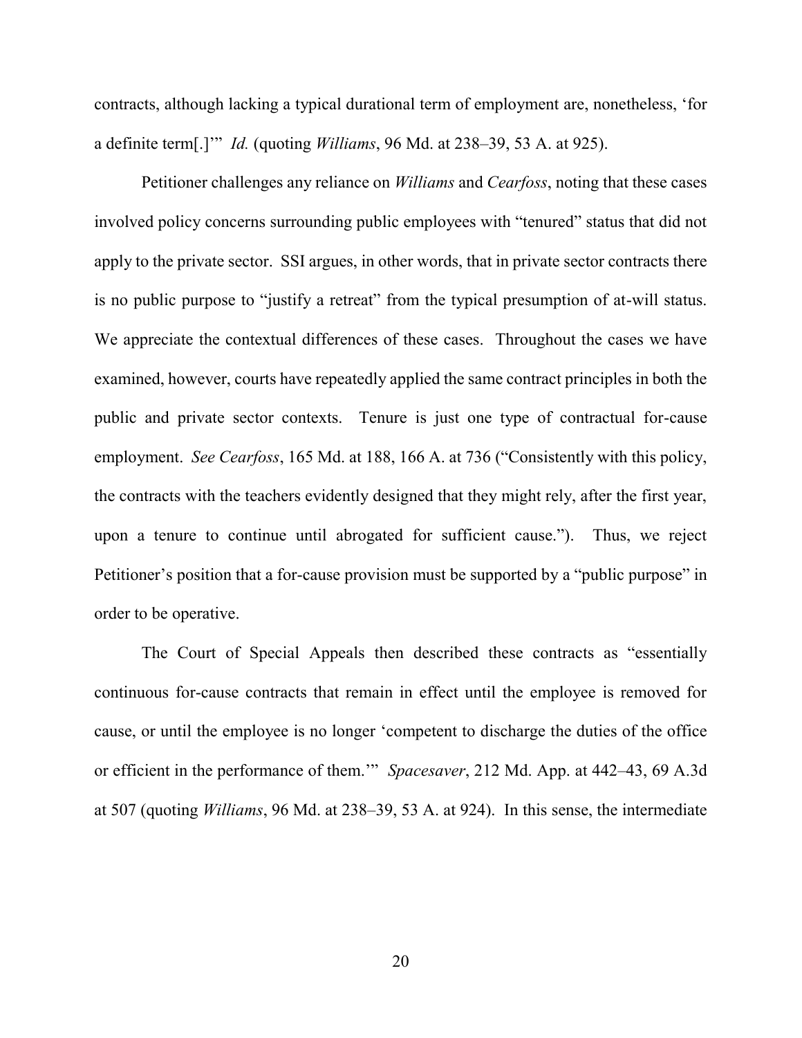contracts, although lacking a typical durational term of employment are, nonetheless, 'for a definite term[.]'" *Id.* (quoting *Williams*, 96 Md. at 238–39, 53 A. at 925).

Petitioner challenges any reliance on *Williams* and *Cearfoss*, noting that these cases involved policy concerns surrounding public employees with "tenured" status that did not apply to the private sector. SSI argues, in other words, that in private sector contracts there is no public purpose to "justify a retreat" from the typical presumption of at-will status. We appreciate the contextual differences of these cases. Throughout the cases we have examined, however, courts have repeatedly applied the same contract principles in both the public and private sector contexts. Tenure is just one type of contractual for-cause employment. *See Cearfoss*, 165 Md. at 188, 166 A. at 736 ("Consistently with this policy, the contracts with the teachers evidently designed that they might rely, after the first year, upon a tenure to continue until abrogated for sufficient cause."). Thus, we reject Petitioner's position that a for-cause provision must be supported by a "public purpose" in order to be operative.

The Court of Special Appeals then described these contracts as "essentially continuous for-cause contracts that remain in effect until the employee is removed for cause, or until the employee is no longer 'competent to discharge the duties of the office or efficient in the performance of them.'" *Spacesaver*, 212 Md. App. at 442–43, 69 A.3d at 507 (quoting *Williams*, 96 Md. at 238–39, 53 A. at 924). In this sense, the intermediate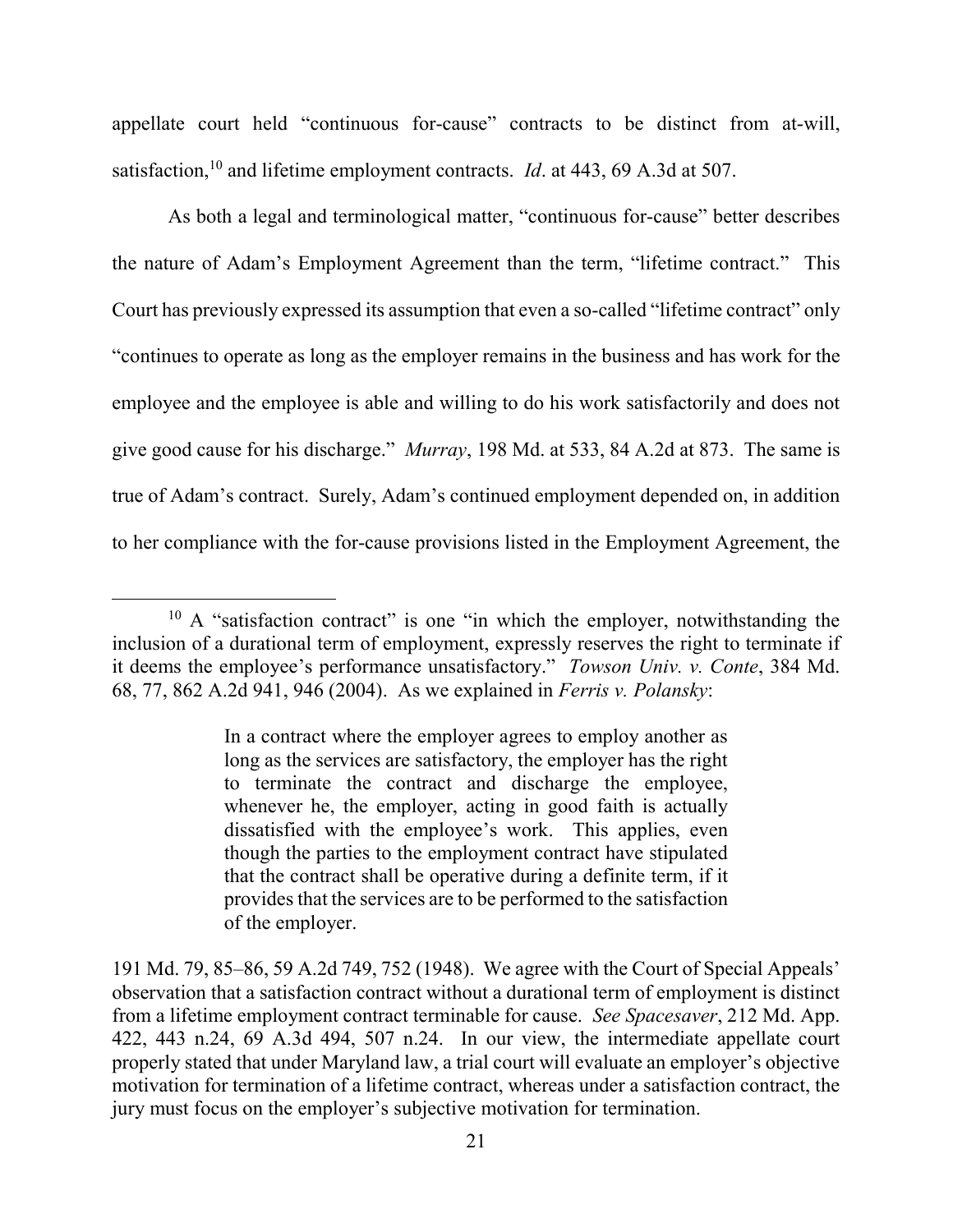appellate court held "continuous for-cause" contracts to be distinct from at-will, satisfaction,[10] and lifetime employment contracts. *Id*. at 443, 69 A.3d at 507.

As both a legal and terminological matter, "continuous for-cause" better describes the nature of Adam's Employment Agreement than the term, "lifetime contract." This Court has previously expressed its assumption that even a so-called "lifetime contract" only "continues to operate as long as the employer remains in the business and has work for the employee and the employee is able and willing to do his work satisfactorily and does not give good cause for his discharge." *Murray*, 198 Md. at 533, 84 A.2d at 873. The same is true of Adam's contract. Surely, Adam's continued employment depended on, in addition to her compliance with the for-cause provisions listed in the Employment Agreement, the

---

[10] A "satisfaction contract" is one "in which the employer, notwithstanding the inclusion of a durational term of employment, expressly reserves the right to terminate if it deems the employee's performance unsatisfactory." *Towson Univ. v. Conte*, 384 Md. 68, 77, 862 A.2d 941, 946 (2004). As we explained in *Ferris v. Polansky*:

> In a contract where the employer agrees to employ another as long as the services are satisfactory, the employer has the right to terminate the contract and discharge the employee, whenever he, the employer, acting in good faith is actually dissatisfied with the employee's work. This applies, even though the parties to the employment contract have stipulated that the contract shall be operative during a definite term, if it provides that the services are to be performed to the satisfaction of the employer.

191 Md. 79, 85–86, 59 A.2d 749, 752 (1948). We agree with the Court of Special Appeals' observation that a satisfaction contract without a durational term of employment is distinct from a lifetime employment contract terminable for cause. *See Spacesaver*, 212 Md. App. 422, 443 n.24, 69 A.3d 494, 507 n.24. In our view, the intermediate appellate court properly stated that under Maryland law, a trial court will evaluate an employer's objective motivation for termination of a lifetime contract, whereas under a satisfaction contract, the jury must focus on the employer's subjective motivation for termination.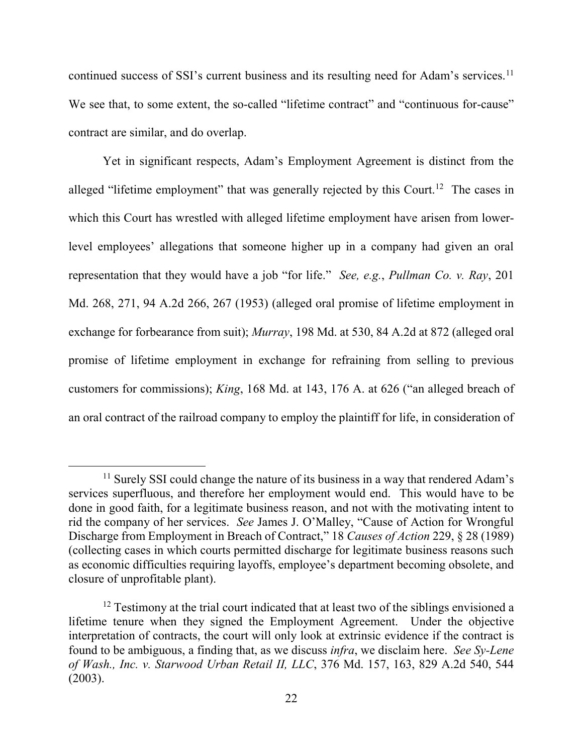continued success of SSI's current business and its resulting need for Adam's services.[11] We see that, to some extent, the so-called "lifetime contract" and "continuous for-cause" contract are similar, and do overlap.

Yet in significant respects, Adam's Employment Agreement is distinct from the alleged "lifetime employment" that was generally rejected by this Court.[12] The cases in which this Court has wrestled with alleged lifetime employment have arisen from lower-level employees' allegations that someone higher up in a company had given an oral representation that they would have a job "for life." *See, e.g.*, *Pullman Co. v. Ray*, 201 Md. 268, 271, 94 A.2d 266, 267 (1953) (alleged oral promise of lifetime employment in exchange for forbearance from suit); *Murray*, 198 Md. at 530, 84 A.2d at 872 (alleged oral promise of lifetime employment in exchange for refraining from selling to previous customers for commissions); *King*, 168 Md. at 143, 176 A. at 626 ("an alleged breach of an oral contract of the railroad company to employ the plaintiff for life, in consideration of

---

[11] Surely SSI could change the nature of its business in a way that rendered Adam's services superfluous, and therefore her employment would end. This would have to be done in good faith, for a legitimate business reason, and not with the motivating intent to rid the company of her services. *See* James J. O'Malley, "Cause of Action for Wrongful Discharge from Employment in Breach of Contract," 18 *Causes of Action* 229, § 28 (1989) (collecting cases in which courts permitted discharge for legitimate business reasons such as economic difficulties requiring layoffs, employee's department becoming obsolete, and closure of unprofitable plant).

[12] Testimony at the trial court indicated that at least two of the siblings envisioned a lifetime tenure when they signed the Employment Agreement. Under the objective interpretation of contracts, the court will only look at extrinsic evidence if the contract is found to be ambiguous, a finding that, as we discuss *infra*, we disclaim here. *See Sy-Lene of Wash., Inc. v. Starwood Urban Retail II, LLC*, 376 Md. 157, 163, 829 A.2d 540, 544 (2003).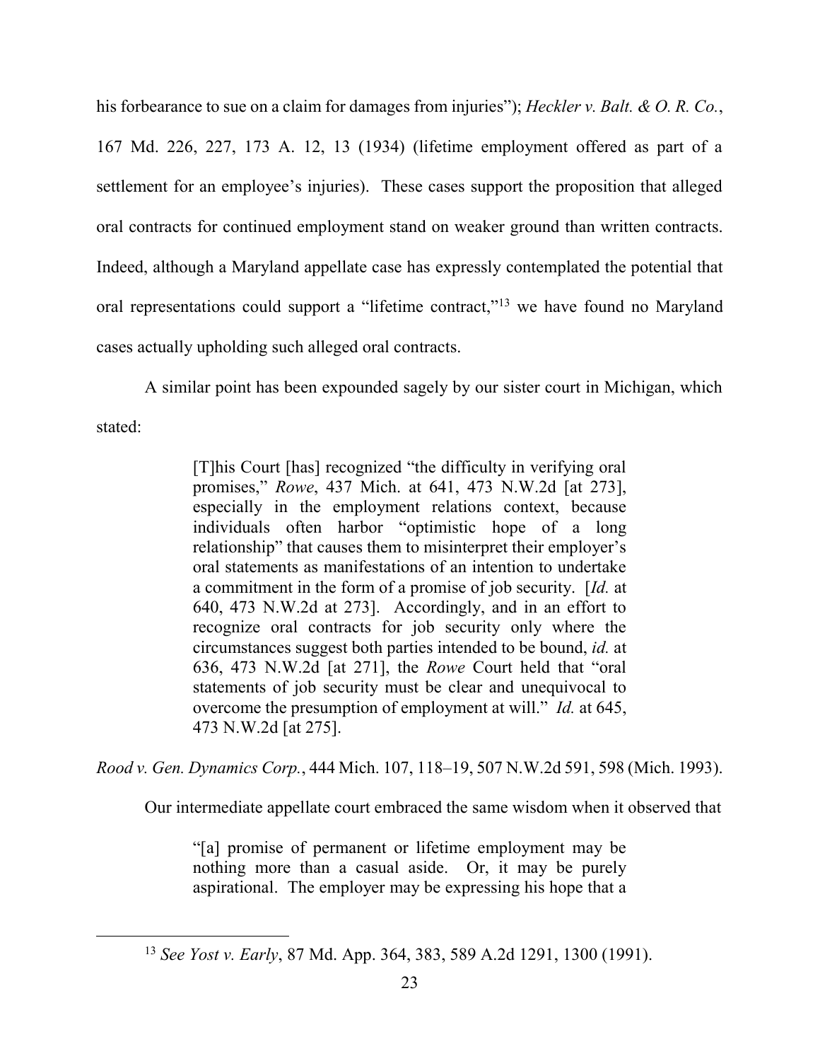his forbearance to sue on a claim for damages from injuries"); *Heckler v. Balt. & O. R. Co.*, 167 Md. 226, 227, 173 A. 12, 13 (1934) (lifetime employment offered as part of a settlement for an employee's injuries). These cases support the proposition that alleged oral contracts for continued employment stand on weaker ground than written contracts. Indeed, although a Maryland appellate case has expressly contemplated the potential that oral representations could support a "lifetime contract,"[13] we have found no Maryland cases actually upholding such alleged oral contracts.

A similar point has been expounded sagely by our sister court in Michigan, which stated:

> [T]his Court [has] recognized "the difficulty in verifying oral promises," *Rowe*, 437 Mich. at 641, 473 N.W.2d [at 273], especially in the employment relations context, because individuals often harbor "optimistic hope of a long relationship" that causes them to misinterpret their employer's oral statements as manifestations of an intention to undertake a commitment in the form of a promise of job security. [*Id.* at 640, 473 N.W.2d at 273]. Accordingly, and in an effort to recognize oral contracts for job security only where the circumstances suggest both parties intended to be bound, *id.* at 636, 473 N.W.2d [at 271], the *Rowe* Court held that "oral statements of job security must be clear and unequivocal to overcome the presumption of employment at will." *Id.* at 645, 473 N.W.2d [at 275].

*Rood v. Gen. Dynamics Corp.*, 444 Mich. 107, 118–19, 507 N.W.2d 591, 598 (Mich. 1993).

Our intermediate appellate court embraced the same wisdom when it observed that

> "[a] promise of permanent or lifetime employment may be nothing more than a casual aside. Or, it may be purely aspirational. The employer may be expressing his hope that a

[13] *See Yost v. Early*, 87 Md. App. 364, 383, 589 A.2d 1291, 1300 (1991).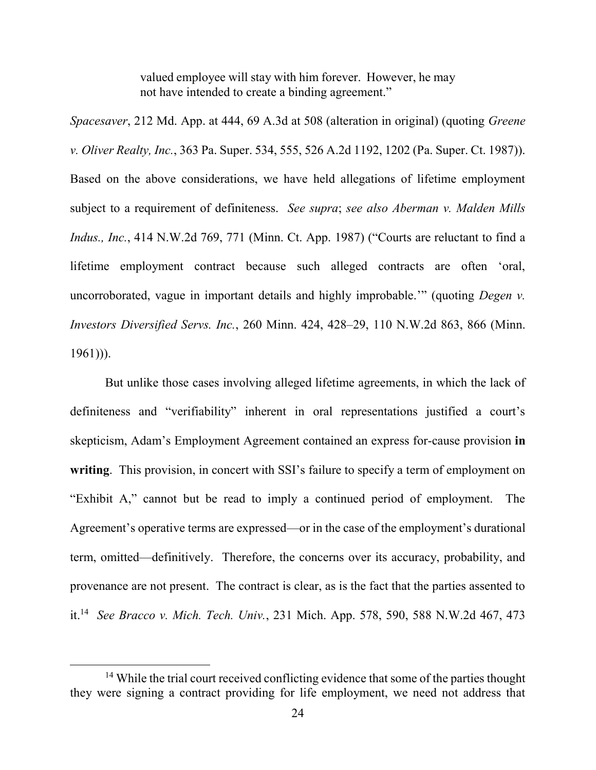> valued employee will stay with him forever. However, he may not have intended to create a binding agreement."

*Spacesaver*, 212 Md. App. at 444, 69 A.3d at 508 (alteration in original) (quoting *Greene v. Oliver Realty, Inc.*, 363 Pa. Super. 534, 555, 526 A.2d 1192, 1202 (Pa. Super. Ct. 1987)). Based on the above considerations, we have held allegations of lifetime employment subject to a requirement of definiteness. *See supra*; *see also Aberman v. Malden Mills Indus., Inc.*, 414 N.W.2d 769, 771 (Minn. Ct. App. 1987) ("Courts are reluctant to find a lifetime employment contract because such alleged contracts are often 'oral, uncorroborated, vague in important details and highly improbable.'" (quoting *Degen v. Investors Diversified Servs. Inc.*, 260 Minn. 424, 428–29, 110 N.W.2d 863, 866 (Minn. 1961))).

But unlike those cases involving alleged lifetime agreements, in which the lack of definiteness and "verifiability" inherent in oral representations justified a court's skepticism, Adam's Employment Agreement contained an express for-cause provision **in writing**. This provision, in concert with SSI's failure to specify a term of employment on "Exhibit A," cannot but be read to imply a continued period of employment. The Agreement's operative terms are expressed—or in the case of the employment's durational term, omitted—definitively. Therefore, the concerns over its accuracy, probability, and provenance are not present. The contract is clear, as is the fact that the parties assented to it.[14] *See Bracco v. Mich. Tech. Univ.*, 231 Mich. App. 578, 590, 588 N.W.2d 467, 473

[14] While the trial court received conflicting evidence that some of the parties thought they were signing a contract providing for life employment, we need not address that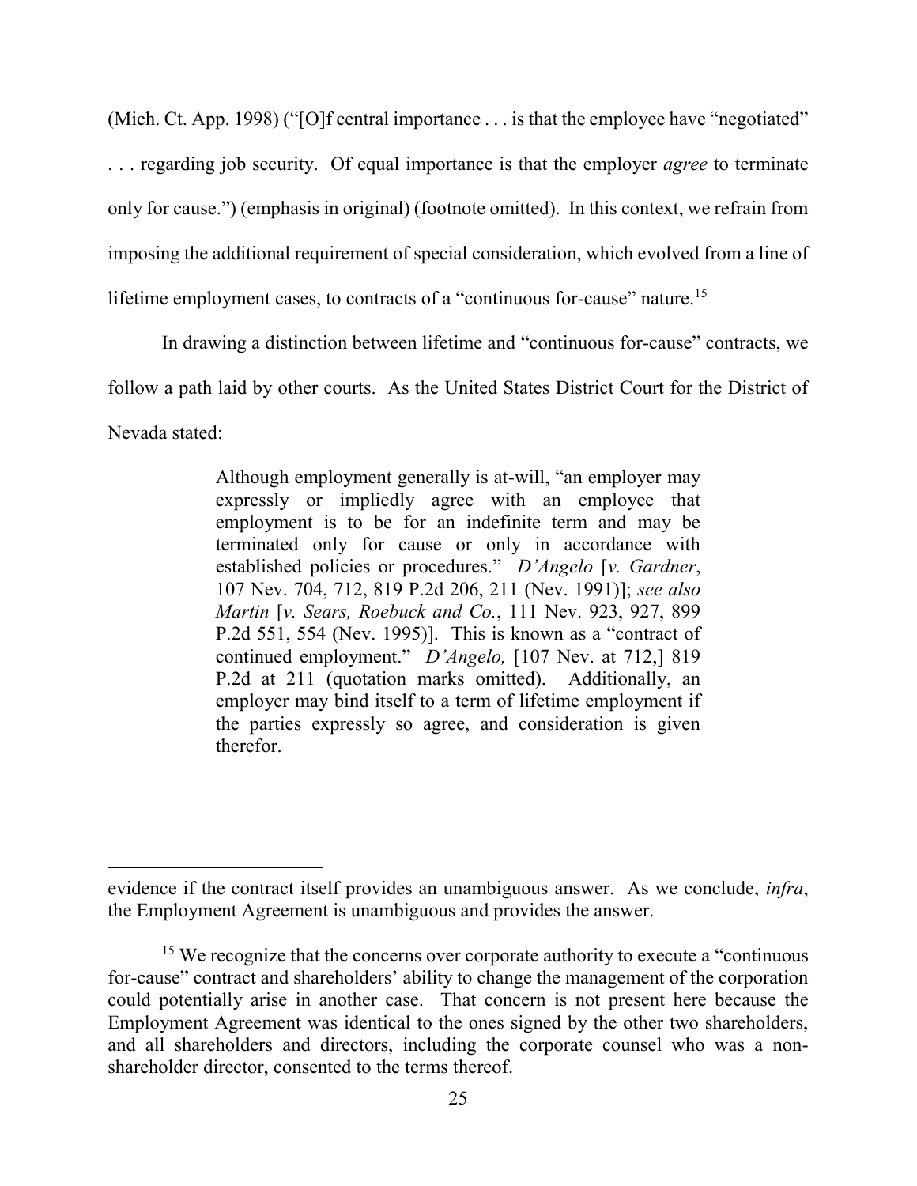(Mich. Ct. App. 1998) ("[O]f central importance . . . is that the employee have "negotiated" . . . regarding job security. Of equal importance is that the employer *agree* to terminate only for cause.") (emphasis in original) (footnote omitted). In this context, we refrain from imposing the additional requirement of special consideration, which evolved from a line of lifetime employment cases, to contracts of a "continuous for-cause" nature.[15]

In drawing a distinction between lifetime and "continuous for-cause" contracts, we follow a path laid by other courts. As the United States District Court for the District of Nevada stated:

> Although employment generally is at-will, "an employer may expressly or impliedly agree with an employee that employment is to be for an indefinite term and may be terminated only for cause or only in accordance with established policies or procedures." *D'Angelo* [*v. Gardner*, 107 Nev. 704, 712, 819 P.2d 206, 211 (Nev. 1991)]; *see also Martin* [*v. Sears, Roebuck and Co.*, 111 Nev. 923, 927, 899 P.2d 551, 554 (Nev. 1995)]. This is known as a "contract of continued employment." *D'Angelo,* [107 Nev. at 712,] 819 P.2d at 211 (quotation marks omitted). Additionally, an employer may bind itself to a term of lifetime employment if the parties expressly so agree, and consideration is given therefor.

---

evidence if the contract itself provides an unambiguous answer. As we conclude, *infra*, the Employment Agreement is unambiguous and provides the answer.

[15] We recognize that the concerns over corporate authority to execute a "continuous for-cause" contract and shareholders' ability to change the management of the corporation could potentially arise in another case. That concern is not present here because the Employment Agreement was identical to the ones signed by the other two shareholders, and all shareholders and directors, including the corporate counsel who was a non-shareholder director, consented to the terms thereof.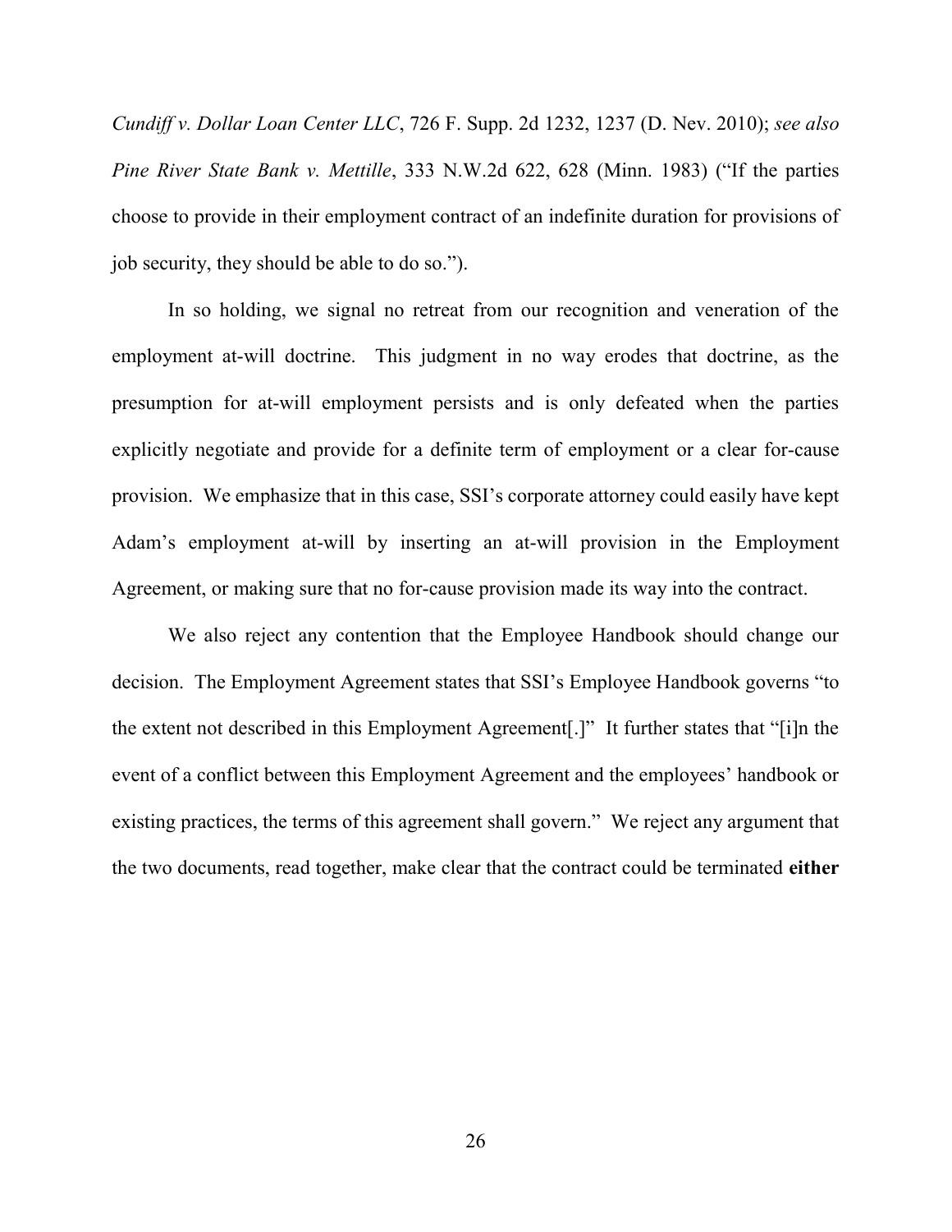*Cundiff v. Dollar Loan Center LLC*, 726 F. Supp. 2d 1232, 1237 (D. Nev. 2010); *see also Pine River State Bank v. Mettille*, 333 N.W.2d 622, 628 (Minn. 1983) ("If the parties choose to provide in their employment contract of an indefinite duration for provisions of job security, they should be able to do so.").

In so holding, we signal no retreat from our recognition and veneration of the employment at-will doctrine. This judgment in no way erodes that doctrine, as the presumption for at-will employment persists and is only defeated when the parties explicitly negotiate and provide for a definite term of employment or a clear for-cause provision. We emphasize that in this case, SSI's corporate attorney could easily have kept Adam's employment at-will by inserting an at-will provision in the Employment Agreement, or making sure that no for-cause provision made its way into the contract.

We also reject any contention that the Employee Handbook should change our decision. The Employment Agreement states that SSI's Employee Handbook governs "to the extent not described in this Employment Agreement[.]" It further states that "[i]n the event of a conflict between this Employment Agreement and the employees' handbook or existing practices, the terms of this agreement shall govern." We reject any argument that the two documents, read together, make clear that the contract could be terminated **either**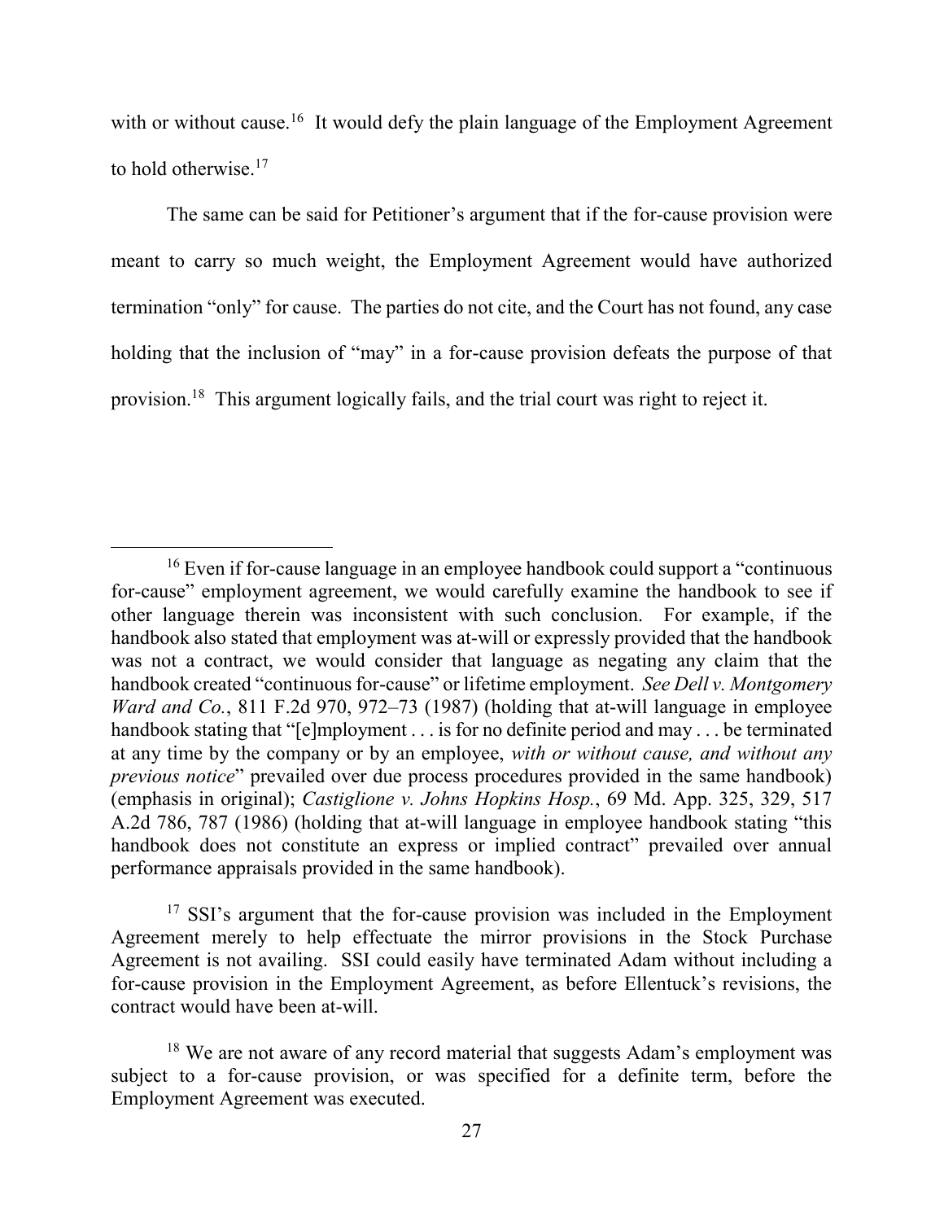with or without cause.[16] It would defy the plain language of the Employment Agreement to hold otherwise.[17]

The same can be said for Petitioner's argument that if the for-cause provision were meant to carry so much weight, the Employment Agreement would have authorized termination "only" for cause. The parties do not cite, and the Court has not found, any case holding that the inclusion of "may" in a for-cause provision defeats the purpose of that provision.[18] This argument logically fails, and the trial court was right to reject it.

---

[16] Even if for-cause language in an employee handbook could support a "continuous for-cause" employment agreement, we would carefully examine the handbook to see if other language therein was inconsistent with such conclusion. For example, if the handbook also stated that employment was at-will or expressly provided that the handbook was not a contract, we would consider that language as negating any claim that the handbook created "continuous for-cause" or lifetime employment. *See Dell v. Montgomery Ward and Co.*, 811 F.2d 970, 972–73 (1987) (holding that at-will language in employee handbook stating that "[e]mployment . . . is for no definite period and may . . . be terminated at any time by the company or by an employee, *with or without cause, and without any previous notice*" prevailed over due process procedures provided in the same handbook) (emphasis in original); *Castiglione v. Johns Hopkins Hosp.*, 69 Md. App. 325, 329, 517 A.2d 786, 787 (1986) (holding that at-will language in employee handbook stating "this handbook does not constitute an express or implied contract" prevailed over annual performance appraisals provided in the same handbook).

[17] SSI's argument that the for-cause provision was included in the Employment Agreement merely to help effectuate the mirror provisions in the Stock Purchase Agreement is not availing. SSI could easily have terminated Adam without including a for-cause provision in the Employment Agreement, as before Ellentuck's revisions, the contract would have been at-will.

[18] We are not aware of any record material that suggests Adam's employment was subject to a for-cause provision, or was specified for a definite term, before the Employment Agreement was executed.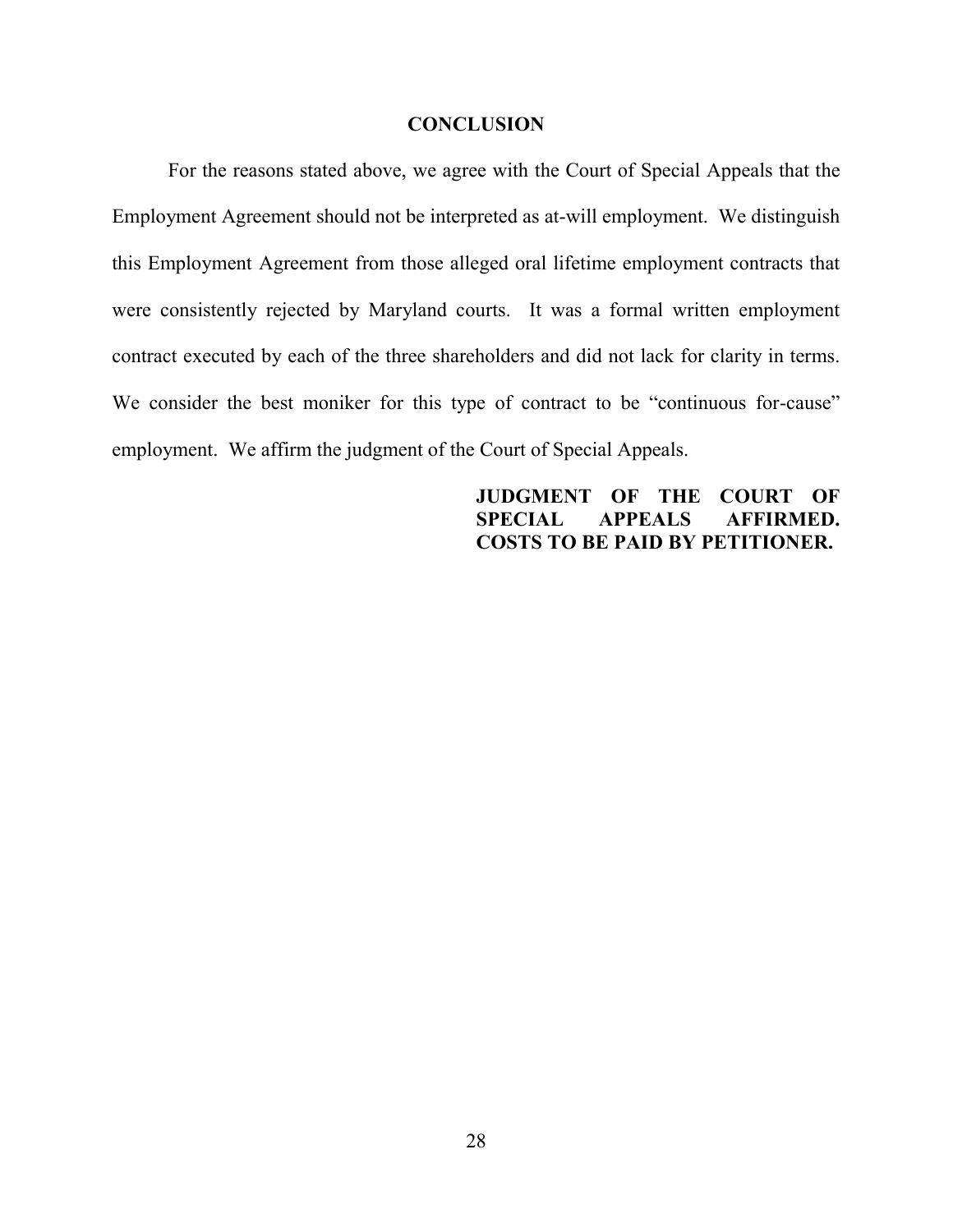## CONCLUSION

For the reasons stated above, we agree with the Court of Special Appeals that the Employment Agreement should not be interpreted as at-will employment. We distinguish this Employment Agreement from those alleged oral lifetime employment contracts that were consistently rejected by Maryland courts. It was a formal written employment contract executed by each of the three shareholders and did not lack for clarity in terms. We consider the best moniker for this type of contract to be "continuous for-cause" employment. We affirm the judgment of the Court of Special Appeals.

**JUDGMENT OF THE COURT OF SPECIAL APPEALS AFFIRMED. COSTS TO BE PAID BY PETITIONER.**